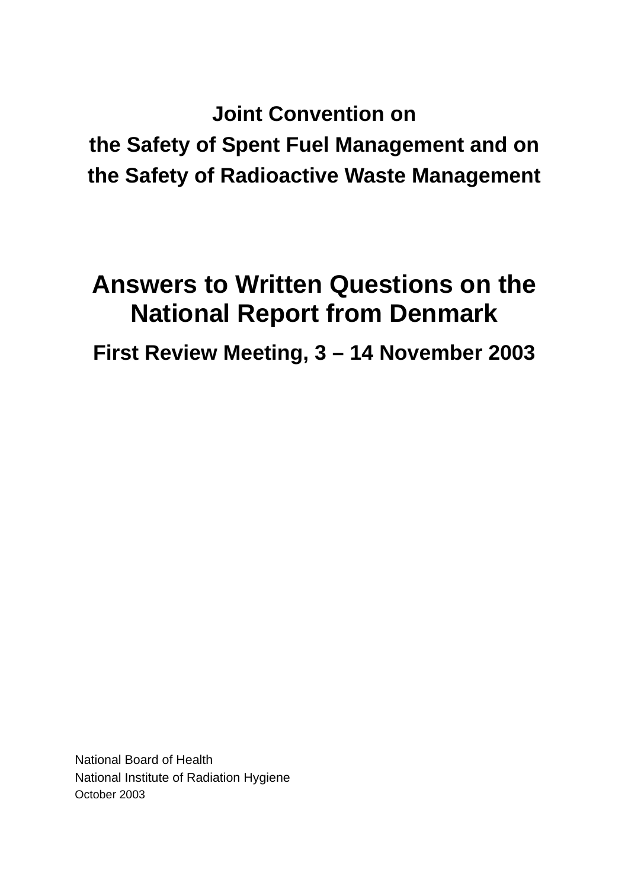# Joint Convention on the Safety of Spent Fuel Management and on the Safety of Radioactive Waste Management

# Answers to Written Questions on the National Report from Denmark

## First Review Meeting, 3 – 14 November 2003

National Board of Health
National Institute of Radiation Hygiene
October 2003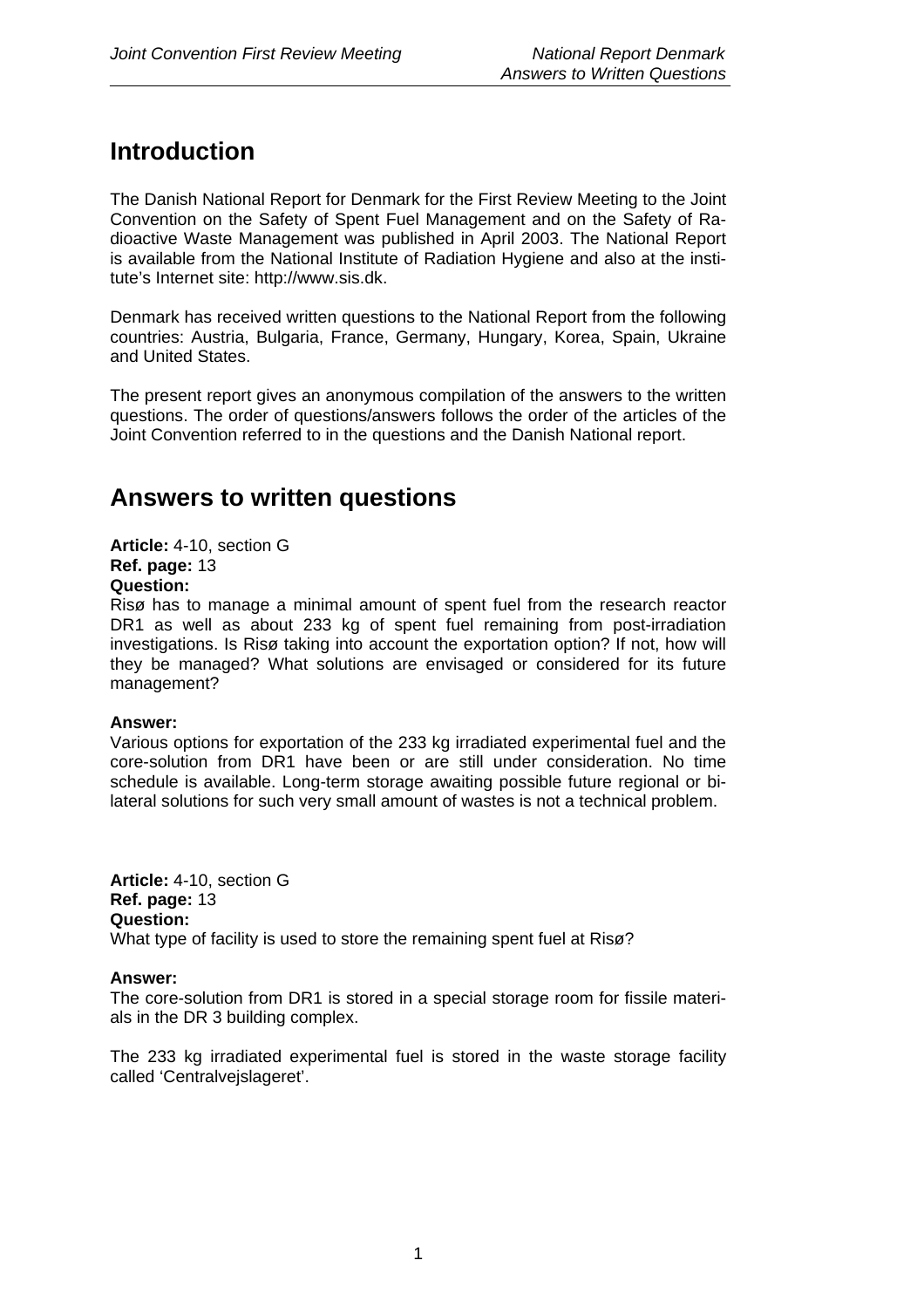# Introduction

The Danish National Report for Denmark for the First Review Meeting to the Joint Convention on the Safety of Spent Fuel Management and on the Safety of Radioactive Waste Management was published in April 2003. The National Report is available from the National Institute of Radiation Hygiene and also at the institute's Internet site: http://www.sis.dk.

Denmark has received written questions to the National Report from the following countries: Austria, Bulgaria, France, Germany, Hungary, Korea, Spain, Ukraine and United States.

The present report gives an anonymous compilation of the answers to the written questions. The order of questions/answers follows the order of the articles of the Joint Convention referred to in the questions and the Danish National report.

# Answers to written questions

**Article:** 4-10, section G
**Ref. page:** 13
**Question:**
Risø has to manage a minimal amount of spent fuel from the research reactor DR1 as well as about 233 kg of spent fuel remaining from post-irradiation investigations. Is Risø taking into account the exportation option? If not, how will they be managed? What solutions are envisaged or considered for its future management?

**Answer:**
Various options for exportation of the 233 kg irradiated experimental fuel and the core-solution from DR1 have been or are still under consideration. No time schedule is available. Long-term storage awaiting possible future regional or bilateral solutions for such very small amount of wastes is not a technical problem.

**Article:** 4-10, section G
**Ref. page:** 13
**Question:**
What type of facility is used to store the remaining spent fuel at Risø?

**Answer:**
The core-solution from DR1 is stored in a special storage room for fissile materials in the DR 3 building complex.

The 233 kg irradiated experimental fuel is stored in the waste storage facility called 'Centralvejslageret'.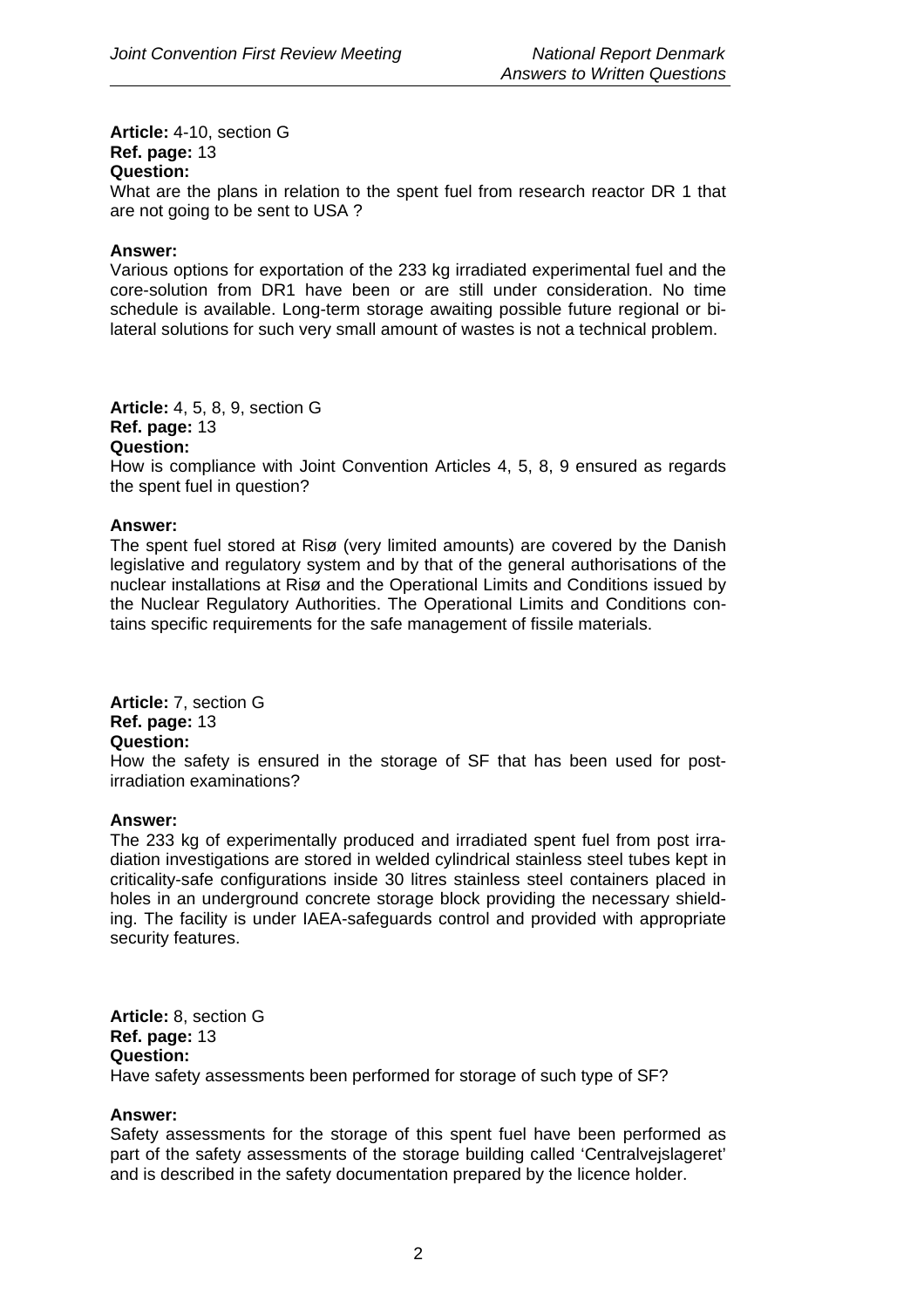**Article:** 4-10, section G
**Ref. page:** 13
**Question:**
What are the plans in relation to the spent fuel from research reactor DR 1 that are not going to be sent to USA ?

**Answer:**
Various options for exportation of the 233 kg irradiated experimental fuel and the core-solution from DR1 have been or are still under consideration. No time schedule is available. Long-term storage awaiting possible future regional or bi-lateral solutions for such very small amount of wastes is not a technical problem.

**Article:** 4, 5, 8, 9, section G
**Ref. page:** 13
**Question:**
How is compliance with Joint Convention Articles 4, 5, 8, 9 ensured as regards the spent fuel in question?

**Answer:**
The spent fuel stored at Risø (very limited amounts) are covered by the Danish legislative and regulatory system and by that of the general authorisations of the nuclear installations at Risø and the Operational Limits and Conditions issued by the Nuclear Regulatory Authorities. The Operational Limits and Conditions contains specific requirements for the safe management of fissile materials.

**Article:** 7, section G
**Ref. page:** 13
**Question:**
How the safety is ensured in the storage of SF that has been used for post-irradiation examinations?

**Answer:**
The 233 kg of experimentally produced and irradiated spent fuel from post irradiation investigations are stored in welded cylindrical stainless steel tubes kept in criticality-safe configurations inside 30 litres stainless steel containers placed in holes in an underground concrete storage block providing the necessary shielding. The facility is under IAEA-safeguards control and provided with appropriate security features.

**Article:** 8, section G
**Ref. page:** 13
**Question:**
Have safety assessments been performed for storage of such type of SF?

**Answer:**
Safety assessments for the storage of this spent fuel have been performed as part of the safety assessments of the storage building called 'Centralvejslageret' and is described in the safety documentation prepared by the licence holder.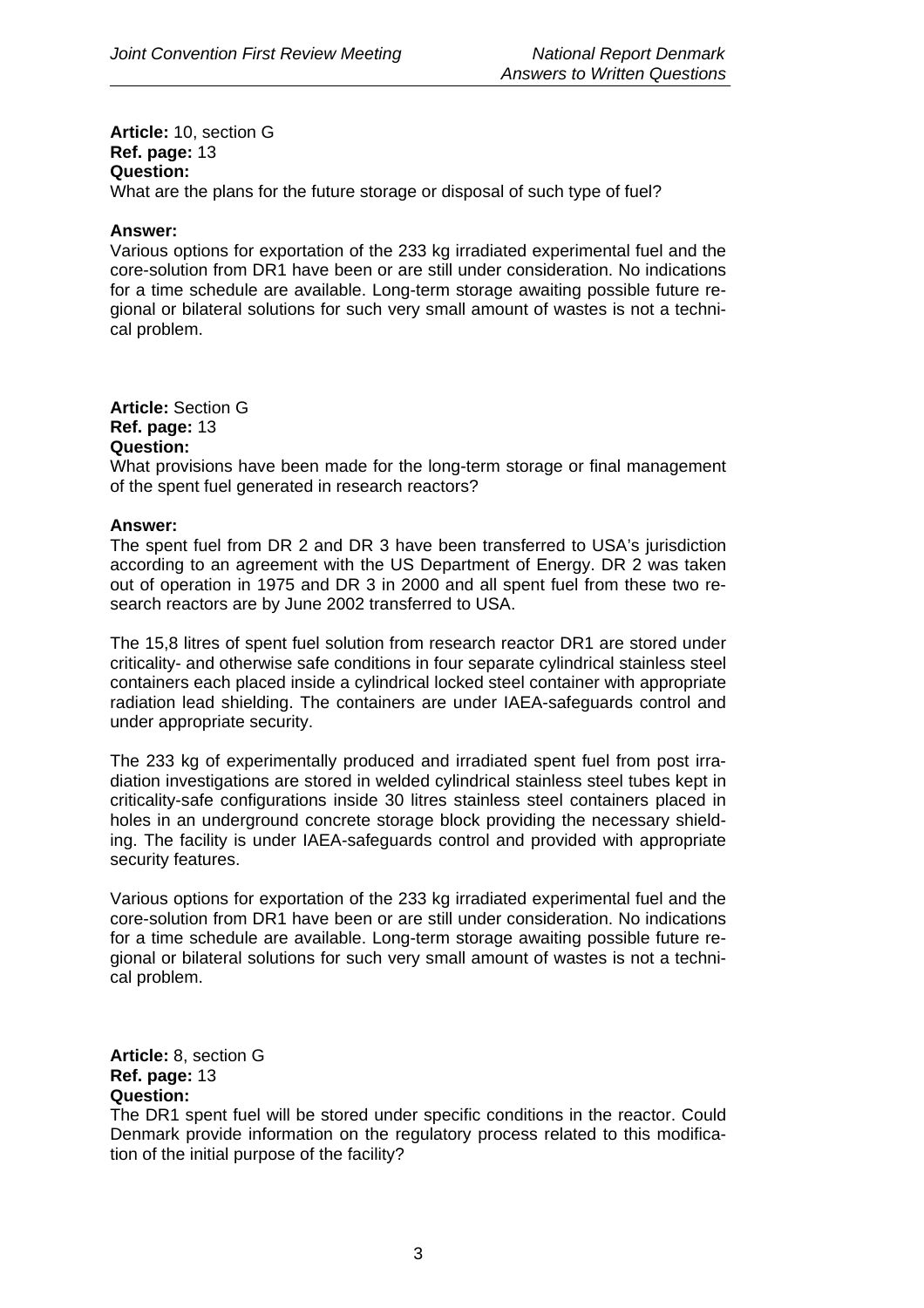**Article:** 10, section G
**Ref. page:** 13
**Question:**
What are the plans for the future storage or disposal of such type of fuel?

**Answer:**
Various options for exportation of the 233 kg irradiated experimental fuel and the core-solution from DR1 have been or are still under consideration. No indications for a time schedule are available. Long-term storage awaiting possible future regional or bilateral solutions for such very small amount of wastes is not a technical problem.

**Article:** Section G
**Ref. page:** 13
**Question:**
What provisions have been made for the long-term storage or final management of the spent fuel generated in research reactors?

**Answer:**
The spent fuel from DR 2 and DR 3 have been transferred to USA's jurisdiction according to an agreement with the US Department of Energy. DR 2 was taken out of operation in 1975 and DR 3 in 2000 and all spent fuel from these two research reactors are by June 2002 transferred to USA.

The 15,8 litres of spent fuel solution from research reactor DR1 are stored under criticality- and otherwise safe conditions in four separate cylindrical stainless steel containers each placed inside a cylindrical locked steel container with appropriate radiation lead shielding. The containers are under IAEA-safeguards control and under appropriate security.

The 233 kg of experimentally produced and irradiated spent fuel from post irradiation investigations are stored in welded cylindrical stainless steel tubes kept in criticality-safe configurations inside 30 litres stainless steel containers placed in holes in an underground concrete storage block providing the necessary shielding. The facility is under IAEA-safeguards control and provided with appropriate security features.

Various options for exportation of the 233 kg irradiated experimental fuel and the core-solution from DR1 have been or are still under consideration. No indications for a time schedule are available. Long-term storage awaiting possible future regional or bilateral solutions for such very small amount of wastes is not a technical problem.

**Article:** 8, section G
**Ref. page:** 13
**Question:**
The DR1 spent fuel will be stored under specific conditions in the reactor. Could Denmark provide information on the regulatory process related to this modification of the initial purpose of the facility?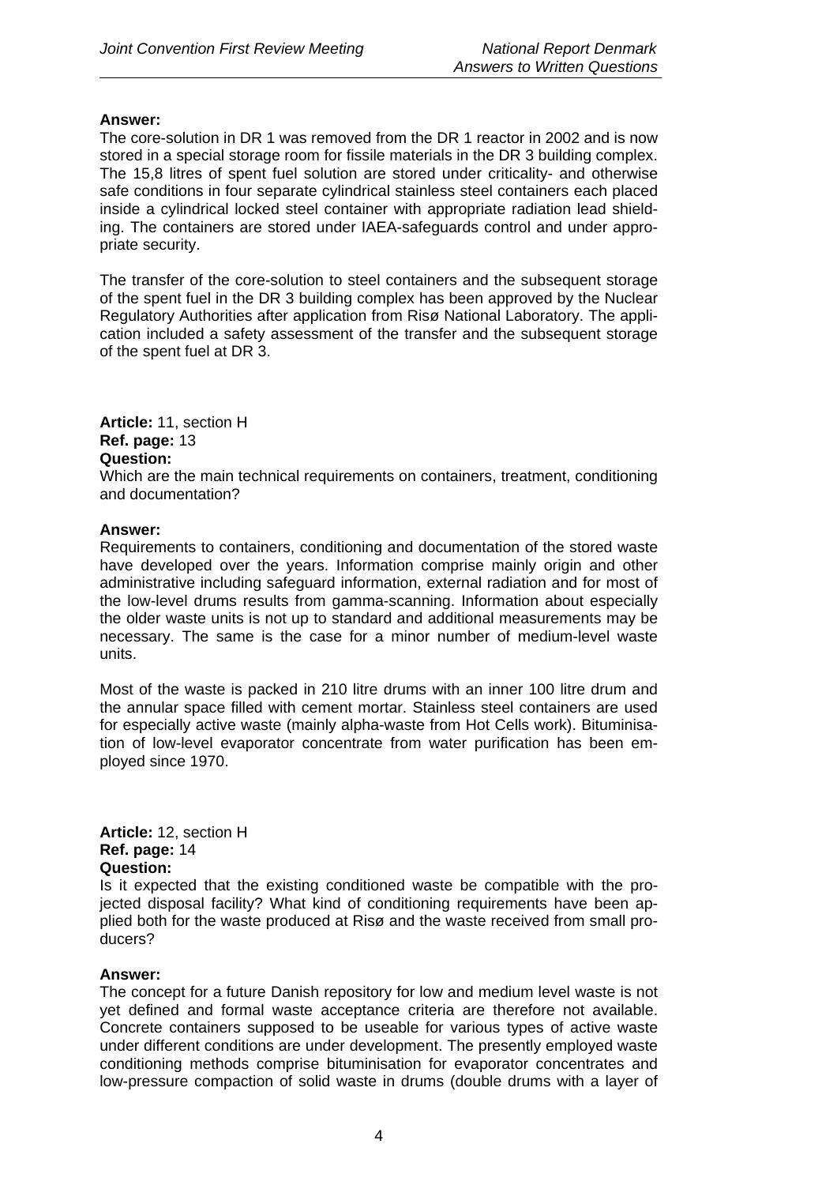**Answer:**
The core-solution in DR 1 was removed from the DR 1 reactor in 2002 and is now stored in a special storage room for fissile materials in the DR 3 building complex. The 15,8 litres of spent fuel solution are stored under criticality- and otherwise safe conditions in four separate cylindrical stainless steel containers each placed inside a cylindrical locked steel container with appropriate radiation lead shielding. The containers are stored under IAEA-safeguards control and under appropriate security.

The transfer of the core-solution to steel containers and the subsequent storage of the spent fuel in the DR 3 building complex has been approved by the Nuclear Regulatory Authorities after application from Risø National Laboratory. The application included a safety assessment of the transfer and the subsequent storage of the spent fuel at DR 3.

**Article:** 11, section H
**Ref. page:** 13
**Question:**
Which are the main technical requirements on containers, treatment, conditioning and documentation?

**Answer:**
Requirements to containers, conditioning and documentation of the stored waste have developed over the years. Information comprise mainly origin and other administrative including safeguard information, external radiation and for most of the low-level drums results from gamma-scanning. Information about especially the older waste units is not up to standard and additional measurements may be necessary. The same is the case for a minor number of medium-level waste units.

Most of the waste is packed in 210 litre drums with an inner 100 litre drum and the annular space filled with cement mortar. Stainless steel containers are used for especially active waste (mainly alpha-waste from Hot Cells work). Bituminisation of low-level evaporator concentrate from water purification has been employed since 1970.

**Article:** 12, section H
**Ref. page:** 14
**Question:**
Is it expected that the existing conditioned waste be compatible with the projected disposal facility? What kind of conditioning requirements have been applied both for the waste produced at Risø and the waste received from small producers?

**Answer:**
The concept for a future Danish repository for low and medium level waste is not yet defined and formal waste acceptance criteria are therefore not available. Concrete containers supposed to be useable for various types of active waste under different conditions are under development. The presently employed waste conditioning methods comprise bituminisation for evaporator concentrates and low-pressure compaction of solid waste in drums (double drums with a layer of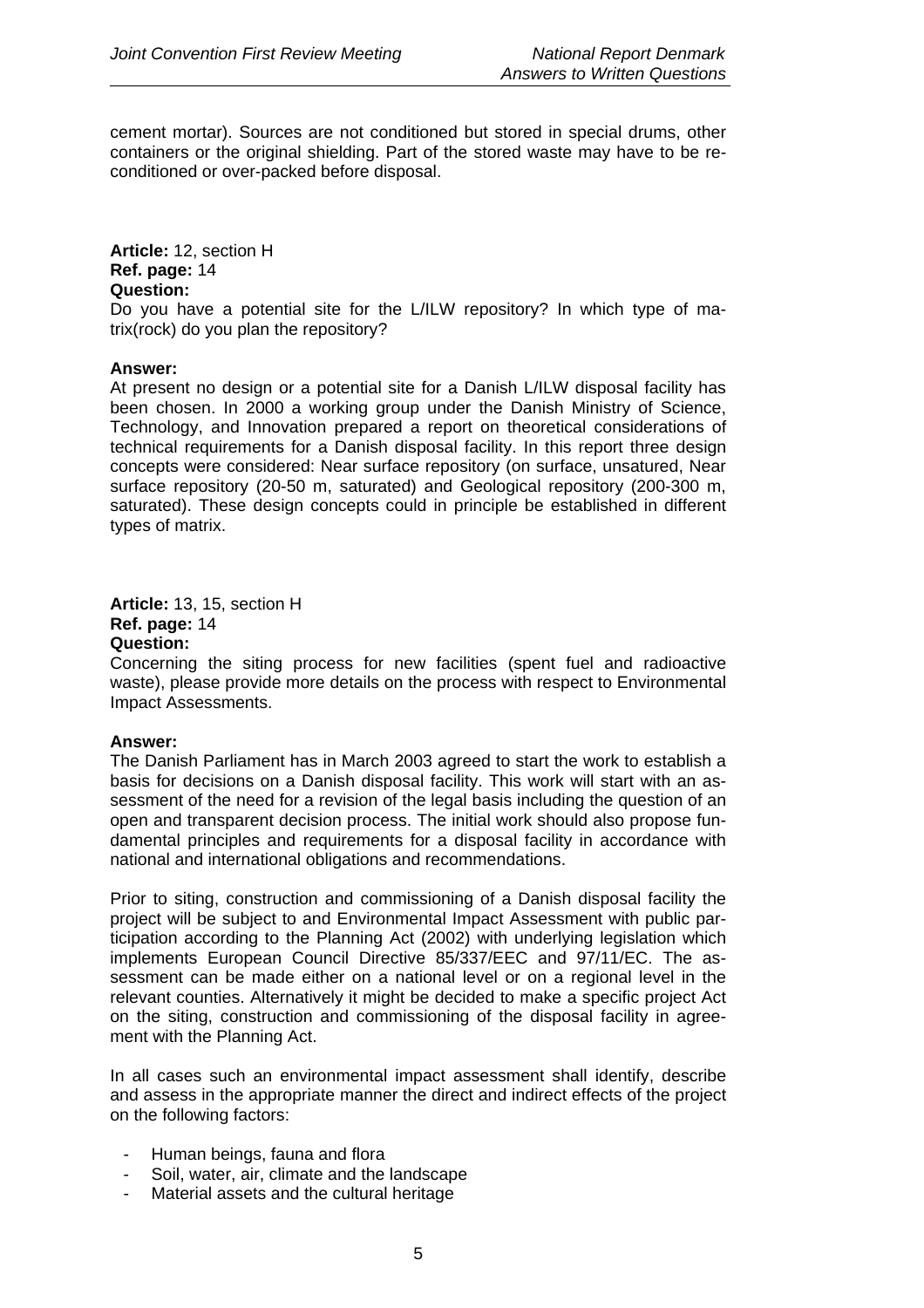cement mortar). Sources are not conditioned but stored in special drums, other containers or the original shielding. Part of the stored waste may have to be re-conditioned or over-packed before disposal.

**Article:** 12, section H
**Ref. page:** 14
**Question:**
Do you have a potential site for the L/ILW repository? In which type of matrix(rock) do you plan the repository?

**Answer:**
At present no design or a potential site for a Danish L/ILW disposal facility has been chosen. In 2000 a working group under the Danish Ministry of Science, Technology, and Innovation prepared a report on theoretical considerations of technical requirements for a Danish disposal facility. In this report three design concepts were considered: Near surface repository (on surface, unsatured, Near surface repository (20-50 m, saturated) and Geological repository (200-300 m, saturated). These design concepts could in principle be established in different types of matrix.

**Article:** 13, 15, section H
**Ref. page:** 14
**Question:**
Concerning the siting process for new facilities (spent fuel and radioactive waste), please provide more details on the process with respect to Environmental Impact Assessments.

**Answer:**
The Danish Parliament has in March 2003 agreed to start the work to establish a basis for decisions on a Danish disposal facility. This work will start with an assessment of the need for a revision of the legal basis including the question of an open and transparent decision process. The initial work should also propose fundamental principles and requirements for a disposal facility in accordance with national and international obligations and recommendations.

Prior to siting, construction and commissioning of a Danish disposal facility the project will be subject to and Environmental Impact Assessment with public participation according to the Planning Act (2002) with underlying legislation which implements European Council Directive 85/337/EEC and 97/11/EC. The assessment can be made either on a national level or on a regional level in the relevant counties. Alternatively it might be decided to make a specific project Act on the siting, construction and commissioning of the disposal facility in agreement with the Planning Act.

In all cases such an environmental impact assessment shall identify, describe and assess in the appropriate manner the direct and indirect effects of the project on the following factors:

- Human beings, fauna and flora
- Soil, water, air, climate and the landscape
- Material assets and the cultural heritage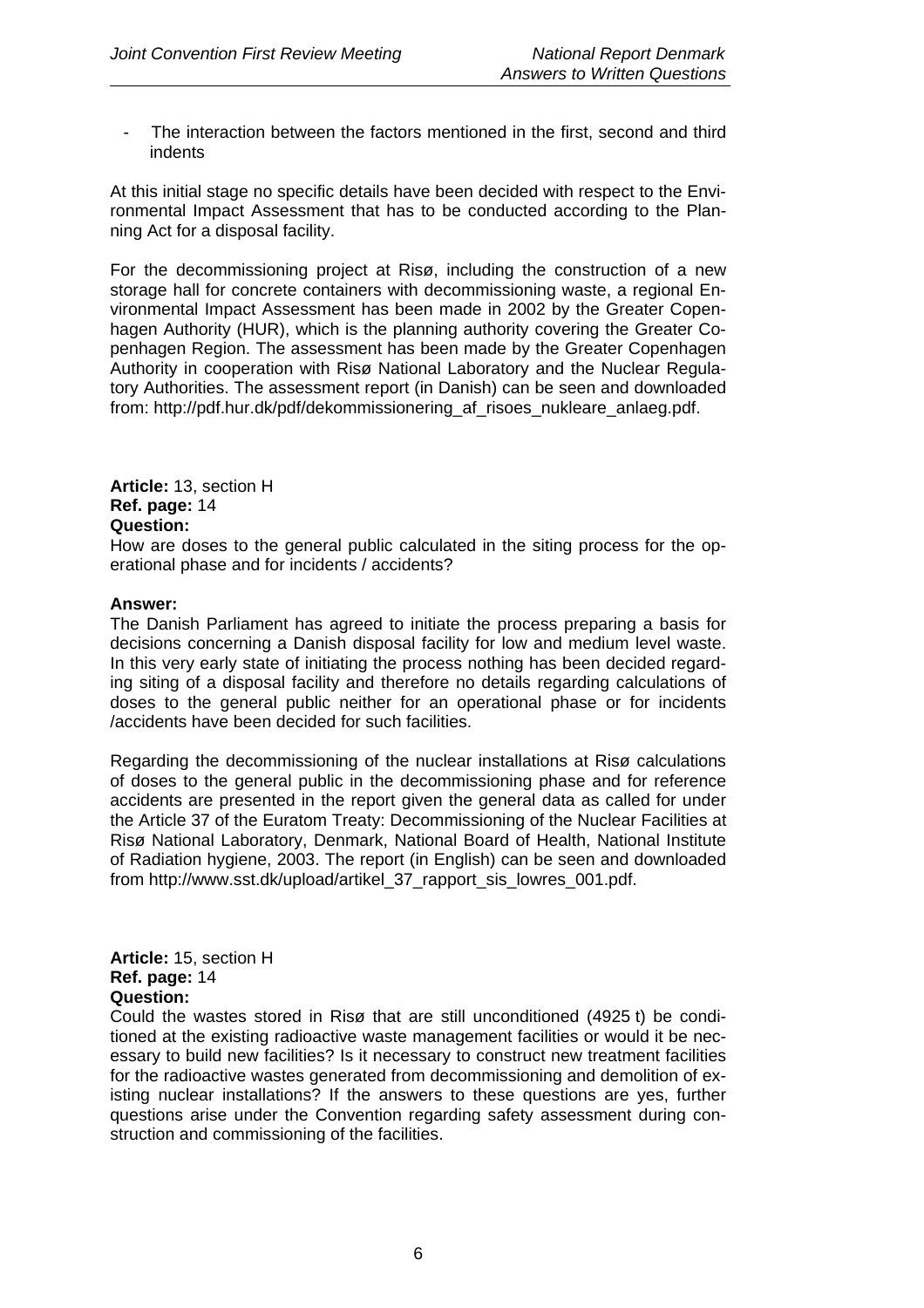- The interaction between the factors mentioned in the first, second and third indents

At this initial stage no specific details have been decided with respect to the Environmental Impact Assessment that has to be conducted according to the Planning Act for a disposal facility.

For the decommissioning project at Risø, including the construction of a new storage hall for concrete containers with decommissioning waste, a regional Environmental Impact Assessment has been made in 2002 by the Greater Copenhagen Authority (HUR), which is the planning authority covering the Greater Copenhagen Region. The assessment has been made by the Greater Copenhagen Authority in cooperation with Risø National Laboratory and the Nuclear Regulatory Authorities. The assessment report (in Danish) can be seen and downloaded from: http://pdf.hur.dk/pdf/dekommissionering_af_risoes_nukleare_anlaeg.pdf.

**Article:** 13, section H
**Ref. page:** 14
**Question:**
How are doses to the general public calculated in the siting process for the operational phase and for incidents / accidents?

**Answer:**
The Danish Parliament has agreed to initiate the process preparing a basis for decisions concerning a Danish disposal facility for low and medium level waste. In this very early state of initiating the process nothing has been decided regarding siting of a disposal facility and therefore no details regarding calculations of doses to the general public neither for an operational phase or for incidents /accidents have been decided for such facilities.

Regarding the decommissioning of the nuclear installations at Risø calculations of doses to the general public in the decommissioning phase and for reference accidents are presented in the report given the general data as called for under the Article 37 of the Euratom Treaty: Decommissioning of the Nuclear Facilities at Risø National Laboratory, Denmark, National Board of Health, National Institute of Radiation hygiene, 2003. The report (in English) can be seen and downloaded from http://www.sst.dk/upload/artikel_37_rapport_sis_lowres_001.pdf.

**Article:** 15, section H
**Ref. page:** 14
**Question:**
Could the wastes stored in Risø that are still unconditioned (4925 t) be conditioned at the existing radioactive waste management facilities or would it be necessary to build new facilities? Is it necessary to construct new treatment facilities for the radioactive wastes generated from decommissioning and demolition of existing nuclear installations? If the answers to these questions are yes, further questions arise under the Convention regarding safety assessment during construction and commissioning of the facilities.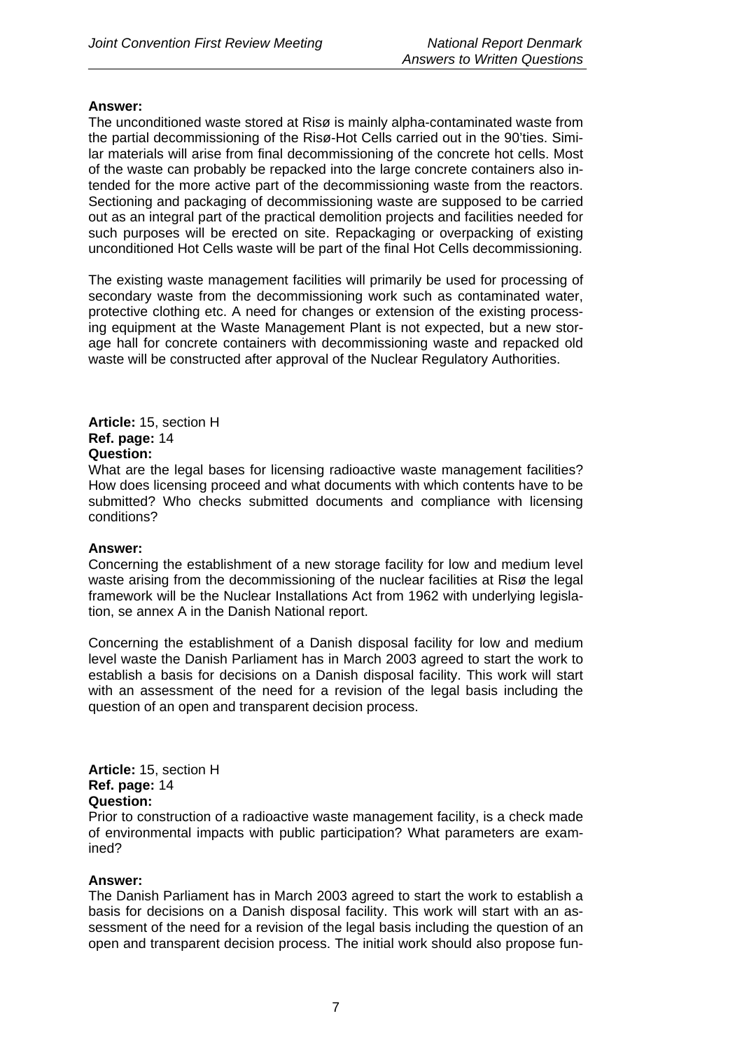**Answer:**
The unconditioned waste stored at Risø is mainly alpha-contaminated waste from the partial decommissioning of the Risø-Hot Cells carried out in the 90'ties. Similar materials will arise from final decommissioning of the concrete hot cells. Most of the waste can probably be repacked into the large concrete containers also intended for the more active part of the decommissioning waste from the reactors. Sectioning and packaging of decommissioning waste are supposed to be carried out as an integral part of the practical demolition projects and facilities needed for such purposes will be erected on site. Repackaging or overpacking of existing unconditioned Hot Cells waste will be part of the final Hot Cells decommissioning.

The existing waste management facilities will primarily be used for processing of secondary waste from the decommissioning work such as contaminated water, protective clothing etc. A need for changes or extension of the existing processing equipment at the Waste Management Plant is not expected, but a new storage hall for concrete containers with decommissioning waste and repacked old waste will be constructed after approval of the Nuclear Regulatory Authorities.

**Article:** 15, section H
**Ref. page:** 14
**Question:**
What are the legal bases for licensing radioactive waste management facilities? How does licensing proceed and what documents with which contents have to be submitted? Who checks submitted documents and compliance with licensing conditions?

**Answer:**
Concerning the establishment of a new storage facility for low and medium level waste arising from the decommissioning of the nuclear facilities at Risø the legal framework will be the Nuclear Installations Act from 1962 with underlying legislation, se annex A in the Danish National report.

Concerning the establishment of a Danish disposal facility for low and medium level waste the Danish Parliament has in March 2003 agreed to start the work to establish a basis for decisions on a Danish disposal facility. This work will start with an assessment of the need for a revision of the legal basis including the question of an open and transparent decision process.

**Article:** 15, section H
**Ref. page:** 14
**Question:**
Prior to construction of a radioactive waste management facility, is a check made of environmental impacts with public participation? What parameters are examined?

**Answer:**
The Danish Parliament has in March 2003 agreed to start the work to establish a basis for decisions on a Danish disposal facility. This work will start with an assessment of the need for a revision of the legal basis including the question of an open and transparent decision process. The initial work should also propose fun-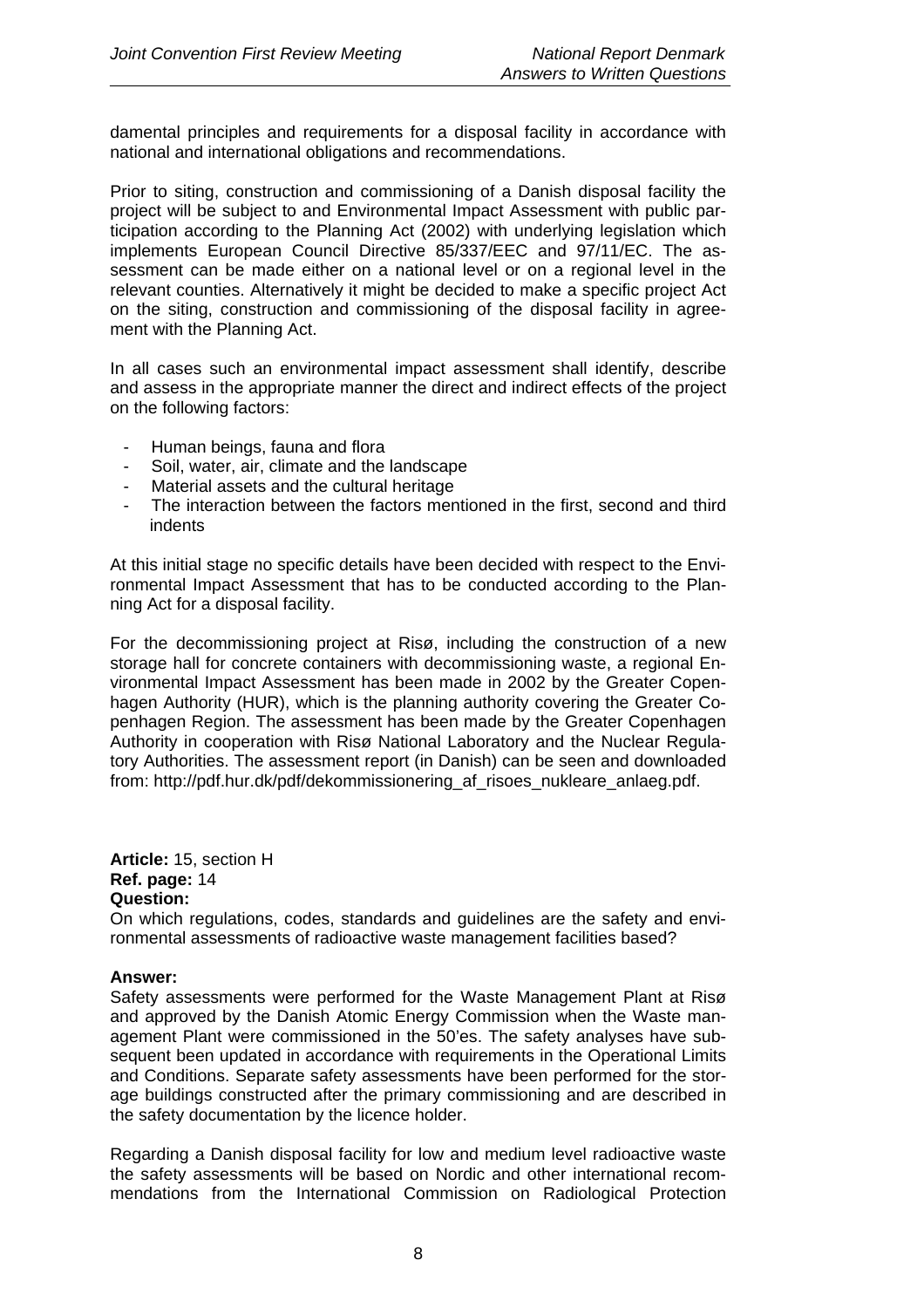damental principles and requirements for a disposal facility in accordance with national and international obligations and recommendations.

Prior to siting, construction and commissioning of a Danish disposal facility the project will be subject to and Environmental Impact Assessment with public participation according to the Planning Act (2002) with underlying legislation which implements European Council Directive 85/337/EEC and 97/11/EC. The assessment can be made either on a national level or on a regional level in the relevant counties. Alternatively it might be decided to make a specific project Act on the siting, construction and commissioning of the disposal facility in agreement with the Planning Act.

In all cases such an environmental impact assessment shall identify, describe and assess in the appropriate manner the direct and indirect effects of the project on the following factors:

- Human beings, fauna and flora
- Soil, water, air, climate and the landscape
- Material assets and the cultural heritage
- The interaction between the factors mentioned in the first, second and third indents

At this initial stage no specific details have been decided with respect to the Environmental Impact Assessment that has to be conducted according to the Planning Act for a disposal facility.

For the decommissioning project at Risø, including the construction of a new storage hall for concrete containers with decommissioning waste, a regional Environmental Impact Assessment has been made in 2002 by the Greater Copenhagen Authority (HUR), which is the planning authority covering the Greater Copenhagen Region. The assessment has been made by the Greater Copenhagen Authority in cooperation with Risø National Laboratory and the Nuclear Regulatory Authorities. The assessment report (in Danish) can be seen and downloaded from: http://pdf.hur.dk/pdf/dekommissionering_af_risoes_nukleare_anlaeg.pdf.

**Article:** 15, section H
**Ref. page:** 14
**Question:**
On which regulations, codes, standards and guidelines are the safety and environmental assessments of radioactive waste management facilities based?

**Answer:**
Safety assessments were performed for the Waste Management Plant at Risø and approved by the Danish Atomic Energy Commission when the Waste management Plant were commissioned in the 50'es. The safety analyses have subsequent been updated in accordance with requirements in the Operational Limits and Conditions. Separate safety assessments have been performed for the storage buildings constructed after the primary commissioning and are described in the safety documentation by the licence holder.

Regarding a Danish disposal facility for low and medium level radioactive waste the safety assessments will be based on Nordic and other international recommendations from the International Commission on Radiological Protection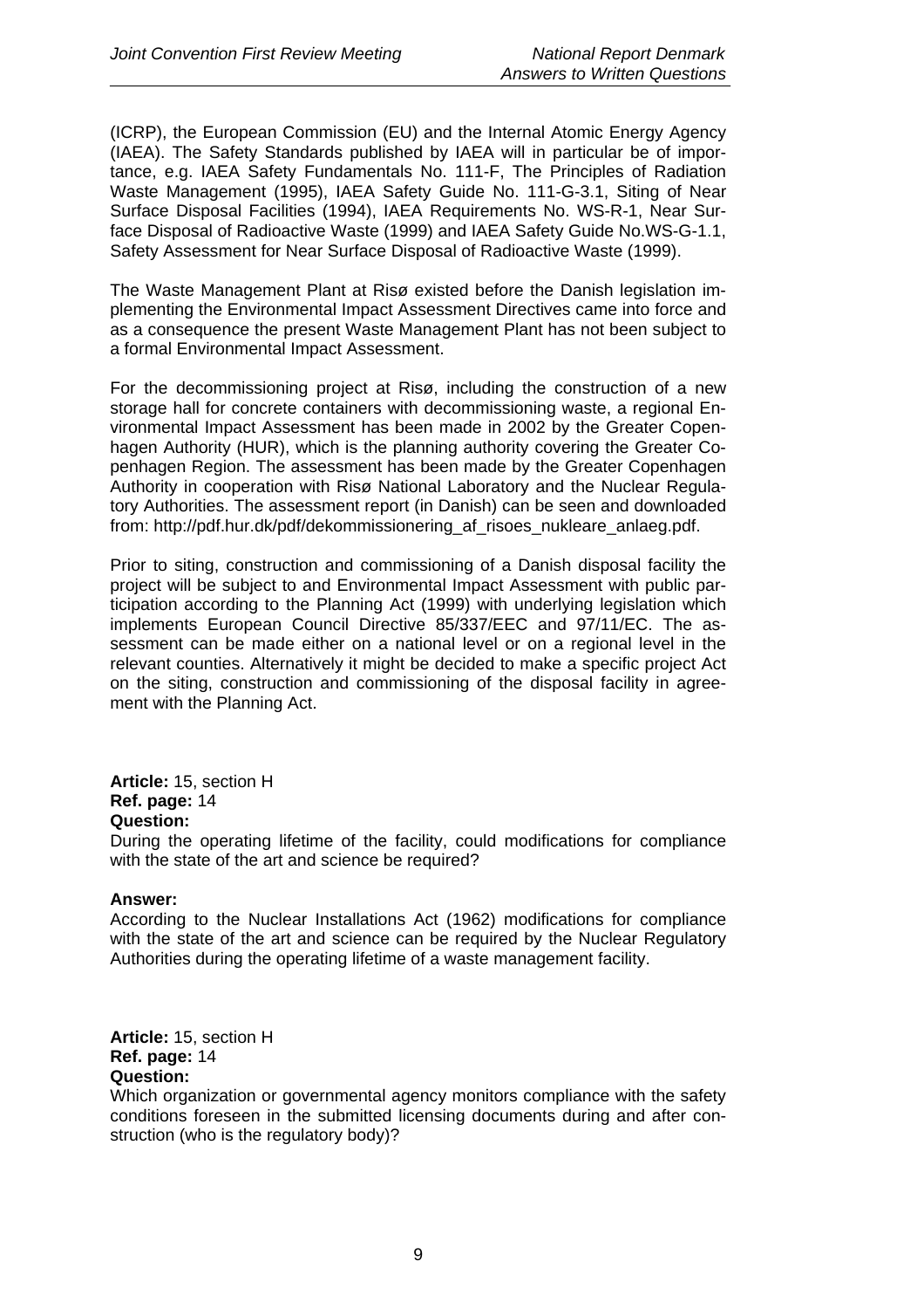(ICRP), the European Commission (EU) and the Internal Atomic Energy Agency (IAEA). The Safety Standards published by IAEA will in particular be of importance, e.g. IAEA Safety Fundamentals No. 111-F, The Principles of Radiation Waste Management (1995), IAEA Safety Guide No. 111-G-3.1, Siting of Near Surface Disposal Facilities (1994), IAEA Requirements No. WS-R-1, Near Surface Disposal of Radioactive Waste (1999) and IAEA Safety Guide No.WS-G-1.1, Safety Assessment for Near Surface Disposal of Radioactive Waste (1999).

The Waste Management Plant at Risø existed before the Danish legislation implementing the Environmental Impact Assessment Directives came into force and as a consequence the present Waste Management Plant has not been subject to a formal Environmental Impact Assessment.

For the decommissioning project at Risø, including the construction of a new storage hall for concrete containers with decommissioning waste, a regional Environmental Impact Assessment has been made in 2002 by the Greater Copenhagen Authority (HUR), which is the planning authority covering the Greater Copenhagen Region. The assessment has been made by the Greater Copenhagen Authority in cooperation with Risø National Laboratory and the Nuclear Regulatory Authorities. The assessment report (in Danish) can be seen and downloaded from: http://pdf.hur.dk/pdf/dekommissionering_af_risoes_nukleare_anlaeg.pdf.

Prior to siting, construction and commissioning of a Danish disposal facility the project will be subject to and Environmental Impact Assessment with public participation according to the Planning Act (1999) with underlying legislation which implements European Council Directive 85/337/EEC and 97/11/EC. The assessment can be made either on a national level or on a regional level in the relevant counties. Alternatively it might be decided to make a specific project Act on the siting, construction and commissioning of the disposal facility in agreement with the Planning Act.

**Article:** 15, section H
**Ref. page:** 14
**Question:**
During the operating lifetime of the facility, could modifications for compliance with the state of the art and science be required?

**Answer:**
According to the Nuclear Installations Act (1962) modifications for compliance with the state of the art and science can be required by the Nuclear Regulatory Authorities during the operating lifetime of a waste management facility.

**Article:** 15, section H
**Ref. page:** 14
**Question:**
Which organization or governmental agency monitors compliance with the safety conditions foreseen in the submitted licensing documents during and after construction (who is the regulatory body)?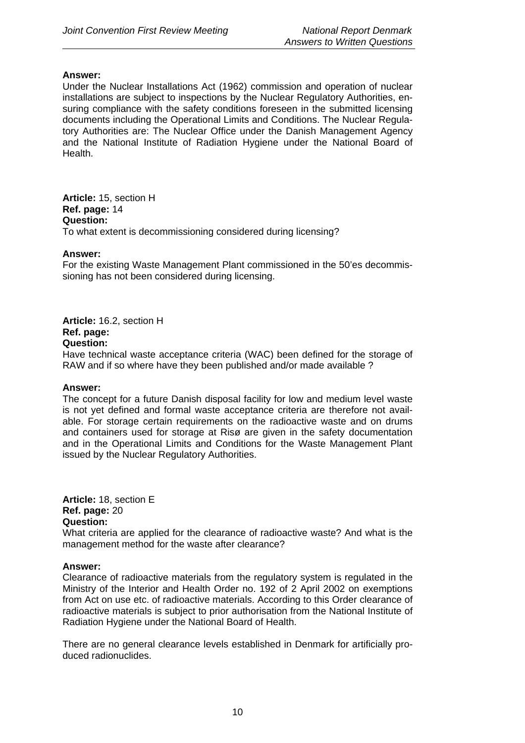**Answer:**

Under the Nuclear Installations Act (1962) commission and operation of nuclear installations are subject to inspections by the Nuclear Regulatory Authorities, ensuring compliance with the safety conditions foreseen in the submitted licensing documents including the Operational Limits and Conditions. The Nuclear Regulatory Authorities are: The Nuclear Office under the Danish Management Agency and the National Institute of Radiation Hygiene under the National Board of Health.

**Article:** 15, section H
**Ref. page:** 14
**Question:**
To what extent is decommissioning considered during licensing?

**Answer:**

For the existing Waste Management Plant commissioned in the 50'es decommissioning has not been considered during licensing.

**Article:** 16.2, section H
**Ref. page:**
**Question:**
Have technical waste acceptance criteria (WAC) been defined for the storage of RAW and if so where have they been published and/or made available ?

**Answer:**

The concept for a future Danish disposal facility for low and medium level waste is not yet defined and formal waste acceptance criteria are therefore not available. For storage certain requirements on the radioactive waste and on drums and containers used for storage at Risø are given in the safety documentation and in the Operational Limits and Conditions for the Waste Management Plant issued by the Nuclear Regulatory Authorities.

**Article:** 18, section E
**Ref. page:** 20
**Question:**
What criteria are applied for the clearance of radioactive waste? And what is the management method for the waste after clearance?

**Answer:**

Clearance of radioactive materials from the regulatory system is regulated in the Ministry of the Interior and Health Order no. 192 of 2 April 2002 on exemptions from Act on use etc. of radioactive materials. According to this Order clearance of radioactive materials is subject to prior authorisation from the National Institute of Radiation Hygiene under the National Board of Health.

There are no general clearance levels established in Denmark for artificially produced radionuclides.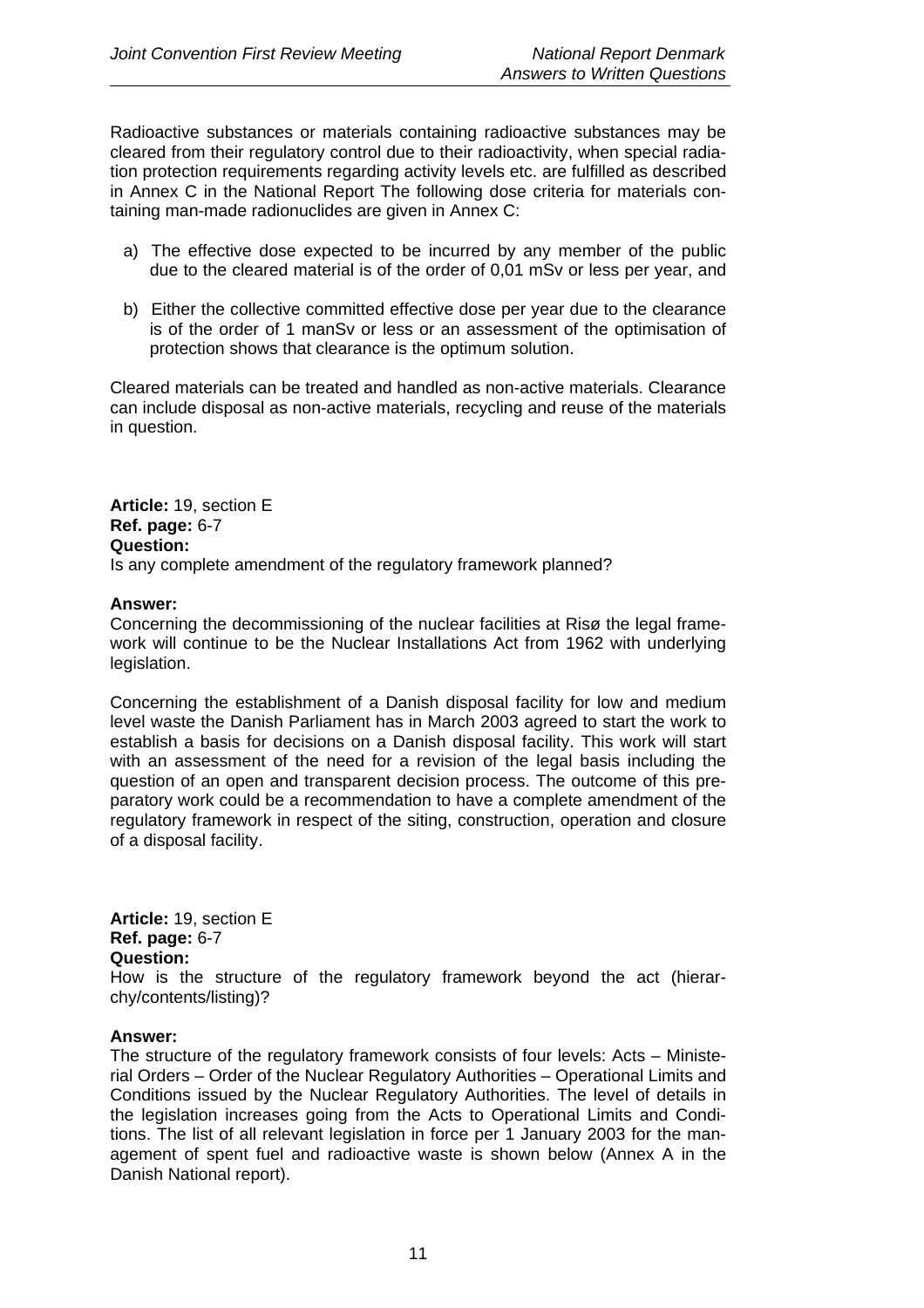Radioactive substances or materials containing radioactive substances may be cleared from their regulatory control due to their radioactivity, when special radiation protection requirements regarding activity levels etc. are fulfilled as described in Annex C in the National Report The following dose criteria for materials containing man-made radionuclides are given in Annex C:

a) The effective dose expected to be incurred by any member of the public due to the cleared material is of the order of 0,01 mSv or less per year, and

b) Either the collective committed effective dose per year due to the clearance is of the order of 1 manSv or less or an assessment of the optimisation of protection shows that clearance is the optimum solution.

Cleared materials can be treated and handled as non-active materials. Clearance can include disposal as non-active materials, recycling and reuse of the materials in question.

**Article:** 19, section E
**Ref. page:** 6-7
**Question:**
Is any complete amendment of the regulatory framework planned?

**Answer:**
Concerning the decommissioning of the nuclear facilities at Risø the legal framework will continue to be the Nuclear Installations Act from 1962 with underlying legislation.

Concerning the establishment of a Danish disposal facility for low and medium level waste the Danish Parliament has in March 2003 agreed to start the work to establish a basis for decisions on a Danish disposal facility. This work will start with an assessment of the need for a revision of the legal basis including the question of an open and transparent decision process. The outcome of this preparatory work could be a recommendation to have a complete amendment of the regulatory framework in respect of the siting, construction, operation and closure of a disposal facility.

**Article:** 19, section E
**Ref. page:** 6-7
**Question:**
How is the structure of the regulatory framework beyond the act (hierarchy/contents/listing)?

**Answer:**
The structure of the regulatory framework consists of four levels: Acts – Ministerial Orders – Order of the Nuclear Regulatory Authorities – Operational Limits and Conditions issued by the Nuclear Regulatory Authorities. The level of details in the legislation increases going from the Acts to Operational Limits and Conditions. The list of all relevant legislation in force per 1 January 2003 for the management of spent fuel and radioactive waste is shown below (Annex A in the Danish National report).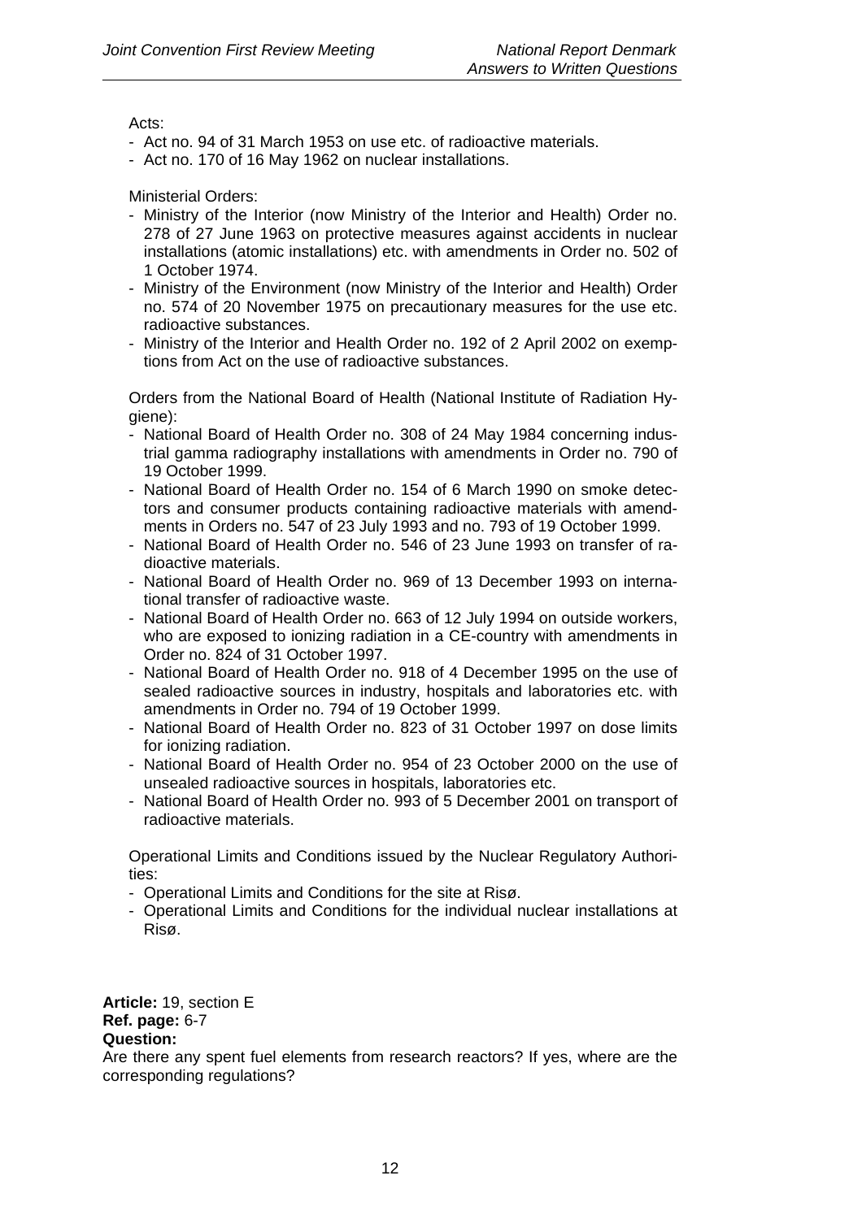Acts:

- Act no. 94 of 31 March 1953 on use etc. of radioactive materials.
- Act no. 170 of 16 May 1962 on nuclear installations.

Ministerial Orders:

- Ministry of the Interior (now Ministry of the Interior and Health) Order no. 278 of 27 June 1963 on protective measures against accidents in nuclear installations (atomic installations) etc. with amendments in Order no. 502 of 1 October 1974.
- Ministry of the Environment (now Ministry of the Interior and Health) Order no. 574 of 20 November 1975 on precautionary measures for the use etc. radioactive substances.
- Ministry of the Interior and Health Order no. 192 of 2 April 2002 on exemptions from Act on the use of radioactive substances.

Orders from the National Board of Health (National Institute of Radiation Hygiene):

- National Board of Health Order no. 308 of 24 May 1984 concerning industrial gamma radiography installations with amendments in Order no. 790 of 19 October 1999.
- National Board of Health Order no. 154 of 6 March 1990 on smoke detectors and consumer products containing radioactive materials with amendments in Orders no. 547 of 23 July 1993 and no. 793 of 19 October 1999.
- National Board of Health Order no. 546 of 23 June 1993 on transfer of radioactive materials.
- National Board of Health Order no. 969 of 13 December 1993 on international transfer of radioactive waste.
- National Board of Health Order no. 663 of 12 July 1994 on outside workers, who are exposed to ionizing radiation in a CE-country with amendments in Order no. 824 of 31 October 1997.
- National Board of Health Order no. 918 of 4 December 1995 on the use of sealed radioactive sources in industry, hospitals and laboratories etc. with amendments in Order no. 794 of 19 October 1999.
- National Board of Health Order no. 823 of 31 October 1997 on dose limits for ionizing radiation.
- National Board of Health Order no. 954 of 23 October 2000 on the use of unsealed radioactive sources in hospitals, laboratories etc.
- National Board of Health Order no. 993 of 5 December 2001 on transport of radioactive materials.

Operational Limits and Conditions issued by the Nuclear Regulatory Authorities:

- Operational Limits and Conditions for the site at Risø.
- Operational Limits and Conditions for the individual nuclear installations at Risø.

**Article:** 19, section E
**Ref. page:** 6-7
**Question:**
Are there any spent fuel elements from research reactors? If yes, where are the corresponding regulations?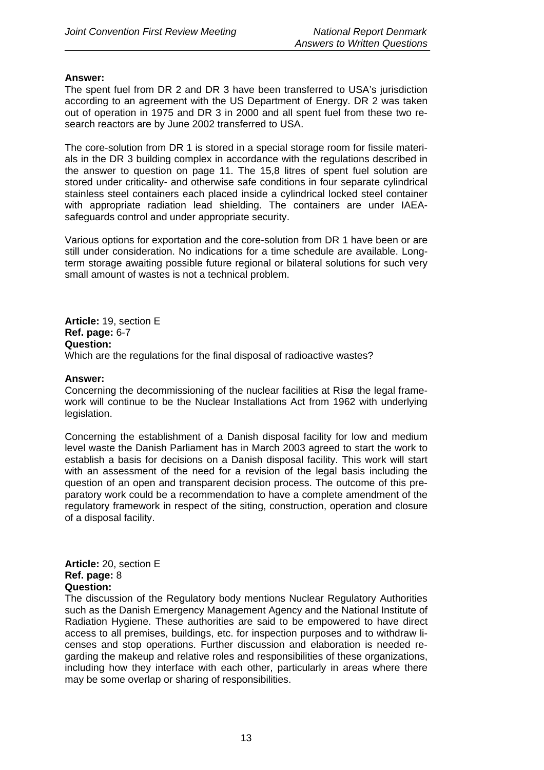**Answer:**
The spent fuel from DR 2 and DR 3 have been transferred to USA's jurisdiction according to an agreement with the US Department of Energy. DR 2 was taken out of operation in 1975 and DR 3 in 2000 and all spent fuel from these two research reactors are by June 2002 transferred to USA.

The core-solution from DR 1 is stored in a special storage room for fissile materials in the DR 3 building complex in accordance with the regulations described in the answer to question on page 11. The 15,8 litres of spent fuel solution are stored under criticality- and otherwise safe conditions in four separate cylindrical stainless steel containers each placed inside a cylindrical locked steel container with appropriate radiation lead shielding. The containers are under IAEA-safeguards control and under appropriate security.

Various options for exportation and the core-solution from DR 1 have been or are still under consideration. No indications for a time schedule are available. Long-term storage awaiting possible future regional or bilateral solutions for such very small amount of wastes is not a technical problem.

**Article:** 19, section E
**Ref. page:** 6-7
**Question:**
Which are the regulations for the final disposal of radioactive wastes?

**Answer:**
Concerning the decommissioning of the nuclear facilities at Risø the legal framework will continue to be the Nuclear Installations Act from 1962 with underlying legislation.

Concerning the establishment of a Danish disposal facility for low and medium level waste the Danish Parliament has in March 2003 agreed to start the work to establish a basis for decisions on a Danish disposal facility. This work will start with an assessment of the need for a revision of the legal basis including the question of an open and transparent decision process. The outcome of this preparatory work could be a recommendation to have a complete amendment of the regulatory framework in respect of the siting, construction, operation and closure of a disposal facility.

**Article:** 20, section E
**Ref. page:** 8
**Question:**
The discussion of the Regulatory body mentions Nuclear Regulatory Authorities such as the Danish Emergency Management Agency and the National Institute of Radiation Hygiene. These authorities are said to be empowered to have direct access to all premises, buildings, etc. for inspection purposes and to withdraw licenses and stop operations. Further discussion and elaboration is needed regarding the makeup and relative roles and responsibilities of these organizations, including how they interface with each other, particularly in areas where there may be some overlap or sharing of responsibilities.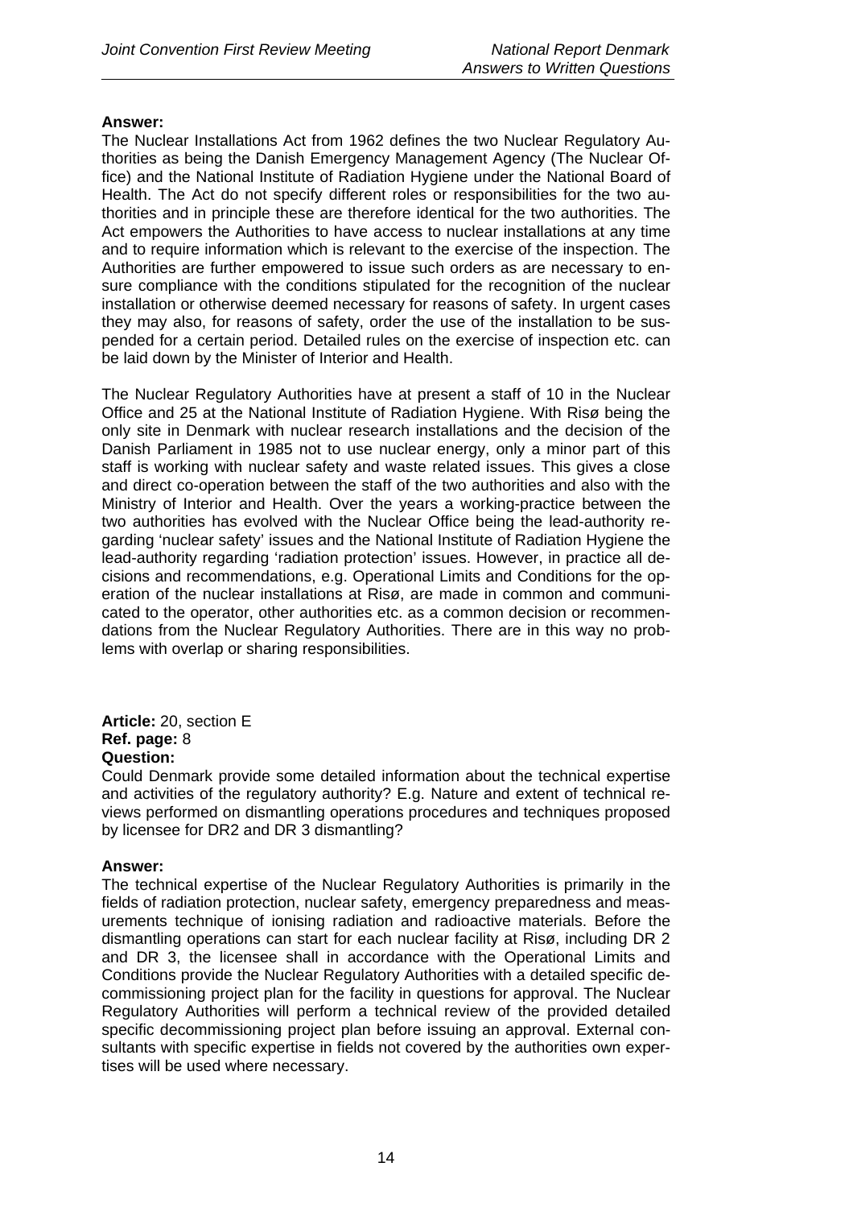**Answer:**
The Nuclear Installations Act from 1962 defines the two Nuclear Regulatory Authorities as being the Danish Emergency Management Agency (The Nuclear Office) and the National Institute of Radiation Hygiene under the National Board of Health. The Act do not specify different roles or responsibilities for the two authorities and in principle these are therefore identical for the two authorities. The Act empowers the Authorities to have access to nuclear installations at any time and to require information which is relevant to the exercise of the inspection. The Authorities are further empowered to issue such orders as are necessary to ensure compliance with the conditions stipulated for the recognition of the nuclear installation or otherwise deemed necessary for reasons of safety. In urgent cases they may also, for reasons of safety, order the use of the installation to be suspended for a certain period. Detailed rules on the exercise of inspection etc. can be laid down by the Minister of Interior and Health.

The Nuclear Regulatory Authorities have at present a staff of 10 in the Nuclear Office and 25 at the National Institute of Radiation Hygiene. With Risø being the only site in Denmark with nuclear research installations and the decision of the Danish Parliament in 1985 not to use nuclear energy, only a minor part of this staff is working with nuclear safety and waste related issues. This gives a close and direct co-operation between the staff of the two authorities and also with the Ministry of Interior and Health. Over the years a working-practice between the two authorities has evolved with the Nuclear Office being the lead-authority regarding 'nuclear safety' issues and the National Institute of Radiation Hygiene the lead-authority regarding 'radiation protection' issues. However, in practice all decisions and recommendations, e.g. Operational Limits and Conditions for the operation of the nuclear installations at Risø, are made in common and communicated to the operator, other authorities etc. as a common decision or recommendations from the Nuclear Regulatory Authorities. There are in this way no problems with overlap or sharing responsibilities.

**Article:** 20, section E
**Ref. page:** 8
**Question:**
Could Denmark provide some detailed information about the technical expertise and activities of the regulatory authority? E.g. Nature and extent of technical reviews performed on dismantling operations procedures and techniques proposed by licensee for DR2 and DR 3 dismantling?

**Answer:**
The technical expertise of the Nuclear Regulatory Authorities is primarily in the fields of radiation protection, nuclear safety, emergency preparedness and measurements technique of ionising radiation and radioactive materials. Before the dismantling operations can start for each nuclear facility at Risø, including DR 2 and DR 3, the licensee shall in accordance with the Operational Limits and Conditions provide the Nuclear Regulatory Authorities with a detailed specific decommissioning project plan for the facility in questions for approval. The Nuclear Regulatory Authorities will perform a technical review of the provided detailed specific decommissioning project plan before issuing an approval. External consultants with specific expertise in fields not covered by the authorities own expertises will be used where necessary.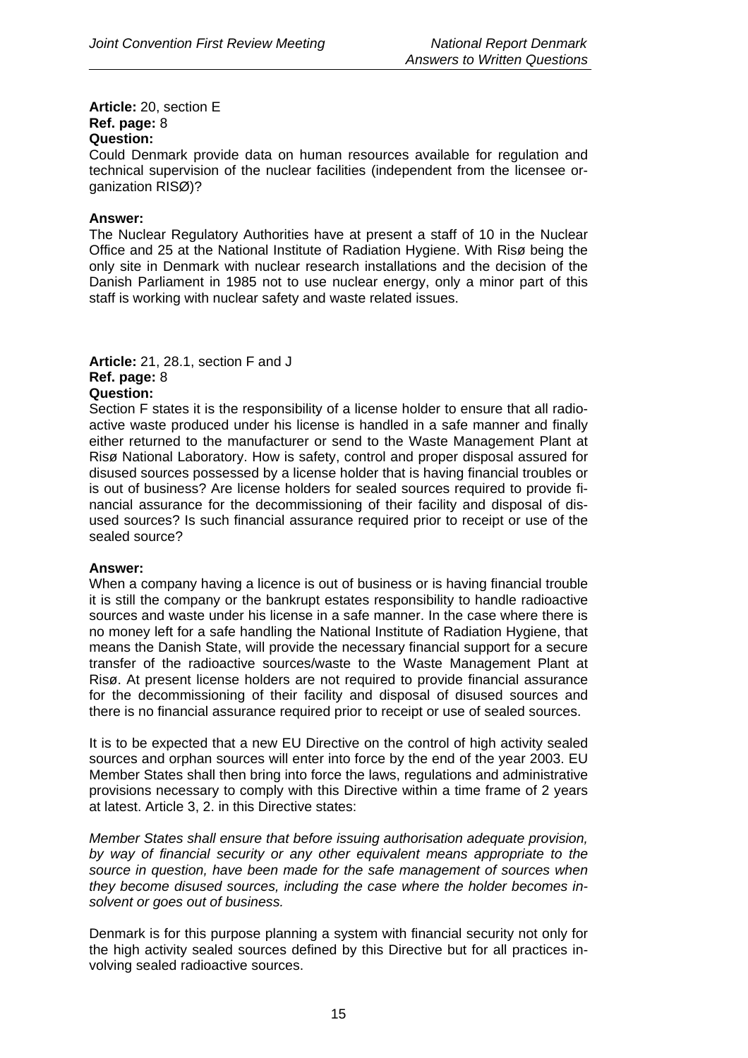**Article:** 20, section E
**Ref. page:** 8
**Question:**
Could Denmark provide data on human resources available for regulation and technical supervision of the nuclear facilities (independent from the licensee organization RISØ)?

**Answer:**
The Nuclear Regulatory Authorities have at present a staff of 10 in the Nuclear Office and 25 at the National Institute of Radiation Hygiene. With Risø being the only site in Denmark with nuclear research installations and the decision of the Danish Parliament in 1985 not to use nuclear energy, only a minor part of this staff is working with nuclear safety and waste related issues.

**Article:** 21, 28.1, section F and J
**Ref. page:** 8
**Question:**
Section F states it is the responsibility of a license holder to ensure that all radioactive waste produced under his license is handled in a safe manner and finally either returned to the manufacturer or send to the Waste Management Plant at Risø National Laboratory. How is safety, control and proper disposal assured for disused sources possessed by a license holder that is having financial troubles or is out of business? Are license holders for sealed sources required to provide financial assurance for the decommissioning of their facility and disposal of disused sources? Is such financial assurance required prior to receipt or use of the sealed source?

**Answer:**
When a company having a licence is out of business or is having financial trouble it is still the company or the bankrupt estates responsibility to handle radioactive sources and waste under his license in a safe manner. In the case where there is no money left for a safe handling the National Institute of Radiation Hygiene, that means the Danish State, will provide the necessary financial support for a secure transfer of the radioactive sources/waste to the Waste Management Plant at Risø. At present license holders are not required to provide financial assurance for the decommissioning of their facility and disposal of disused sources and there is no financial assurance required prior to receipt or use of sealed sources.

It is to be expected that a new EU Directive on the control of high activity sealed sources and orphan sources will enter into force by the end of the year 2003. EU Member States shall then bring into force the laws, regulations and administrative provisions necessary to comply with this Directive within a time frame of 2 years at latest. Article 3, 2. in this Directive states:

*Member States shall ensure that before issuing authorisation adequate provision, by way of financial security or any other equivalent means appropriate to the source in question, have been made for the safe management of sources when they become disused sources, including the case where the holder becomes insolvent or goes out of business.*

Denmark is for this purpose planning a system with financial security not only for the high activity sealed sources defined by this Directive but for all practices involving sealed radioactive sources.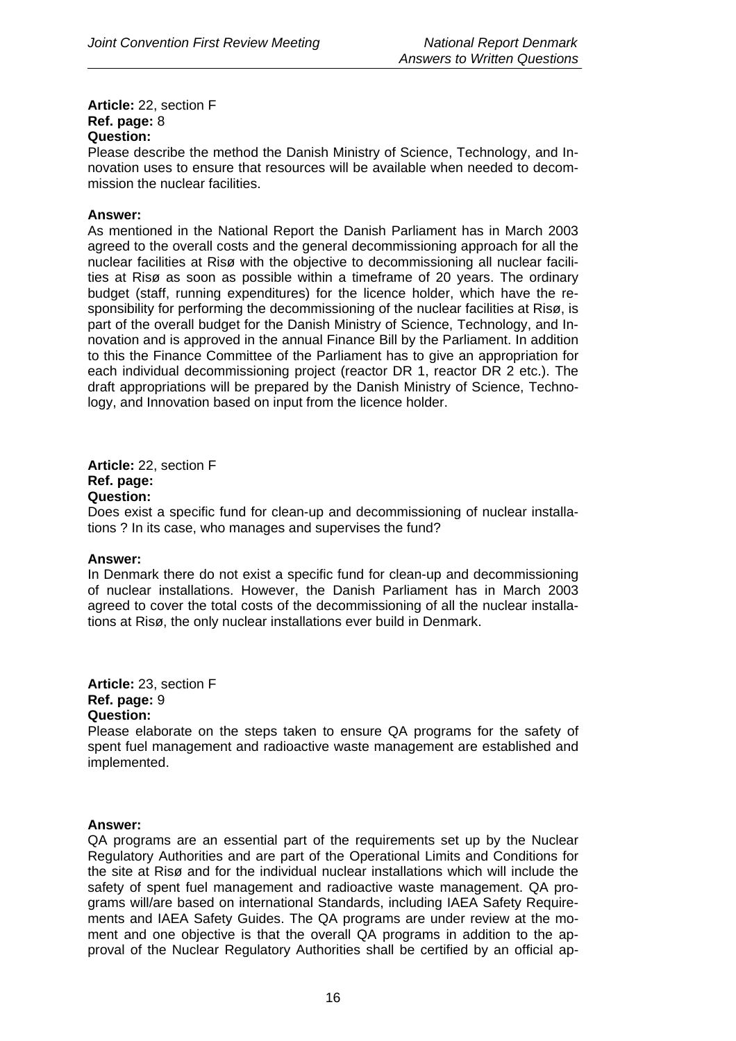**Article:** 22, section F
**Ref. page:** 8
**Question:**
Please describe the method the Danish Ministry of Science, Technology, and Innovation uses to ensure that resources will be available when needed to decommission the nuclear facilities.

**Answer:**
As mentioned in the National Report the Danish Parliament has in March 2003 agreed to the overall costs and the general decommissioning approach for all the nuclear facilities at Risø with the objective to decommissioning all nuclear facilities at Risø as soon as possible within a timeframe of 20 years. The ordinary budget (staff, running expenditures) for the licence holder, which have the responsibility for performing the decommissioning of the nuclear facilities at Risø, is part of the overall budget for the Danish Ministry of Science, Technology, and Innovation and is approved in the annual Finance Bill by the Parliament. In addition to this the Finance Committee of the Parliament has to give an appropriation for each individual decommissioning project (reactor DR 1, reactor DR 2 etc.). The draft appropriations will be prepared by the Danish Ministry of Science, Technology, and Innovation based on input from the licence holder.

**Article:** 22, section F
**Ref. page:**
**Question:**
Does exist a specific fund for clean-up and decommissioning of nuclear installations ? In its case, who manages and supervises the fund?

**Answer:**
In Denmark there do not exist a specific fund for clean-up and decommissioning of nuclear installations. However, the Danish Parliament has in March 2003 agreed to cover the total costs of the decommissioning of all the nuclear installations at Risø, the only nuclear installations ever build in Denmark.

**Article:** 23, section F
**Ref. page:** 9
**Question:**
Please elaborate on the steps taken to ensure QA programs for the safety of spent fuel management and radioactive waste management are established and implemented.

**Answer:**
QA programs are an essential part of the requirements set up by the Nuclear Regulatory Authorities and are part of the Operational Limits and Conditions for the site at Risø and for the individual nuclear installations which will include the safety of spent fuel management and radioactive waste management. QA programs will/are based on international Standards, including IAEA Safety Requirements and IAEA Safety Guides. The QA programs are under review at the moment and one objective is that the overall QA programs in addition to the approval of the Nuclear Regulatory Authorities shall be certified by an official ap-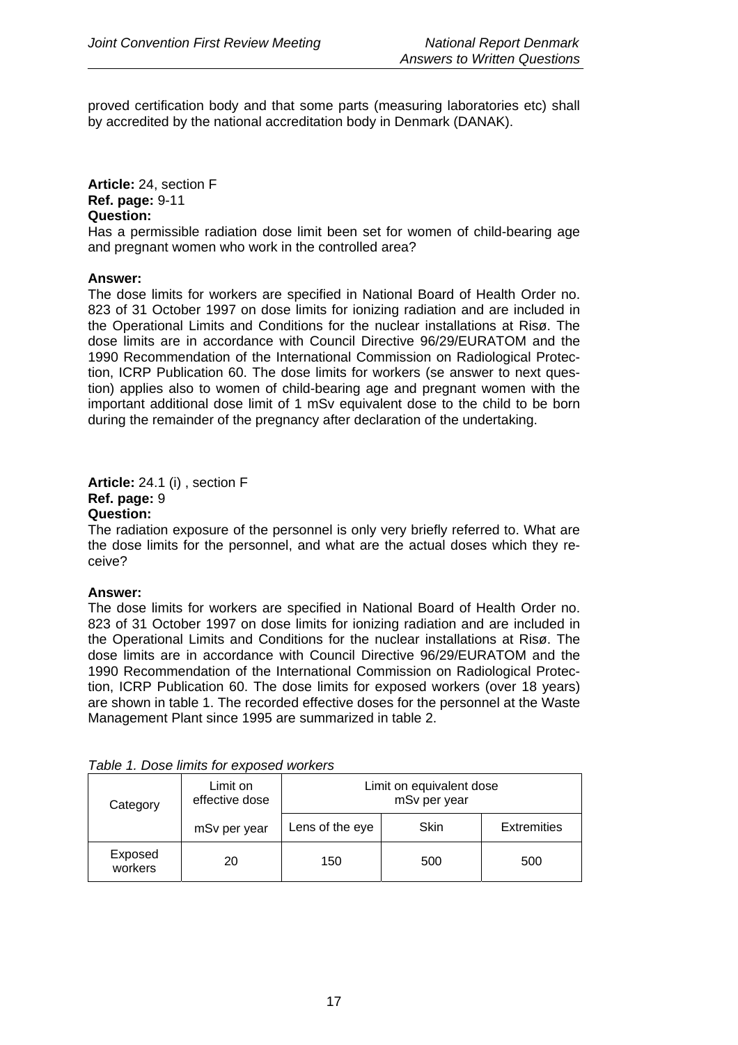proved certification body and that some parts (measuring laboratories etc) shall by accredited by the national accreditation body in Denmark (DANAK).

**Article:** 24, section F
**Ref. page:** 9-11
**Question:**
Has a permissible radiation dose limit been set for women of child-bearing age and pregnant women who work in the controlled area?

**Answer:**
The dose limits for workers are specified in National Board of Health Order no. 823 of 31 October 1997 on dose limits for ionizing radiation and are included in the Operational Limits and Conditions for the nuclear installations at Risø. The dose limits are in accordance with Council Directive 96/29/EURATOM and the 1990 Recommendation of the International Commission on Radiological Protection, ICRP Publication 60. The dose limits for workers (se answer to next question) applies also to women of child-bearing age and pregnant women with the important additional dose limit of 1 mSv equivalent dose to the child to be born during the remainder of the pregnancy after declaration of the undertaking.

**Article:** 24.1 (i) , section F
**Ref. page:** 9
**Question:**
The radiation exposure of the personnel is only very briefly referred to. What are the dose limits for the personnel, and what are the actual doses which they receive?

**Answer:**
The dose limits for workers are specified in National Board of Health Order no. 823 of 31 October 1997 on dose limits for ionizing radiation and are included in the Operational Limits and Conditions for the nuclear installations at Risø. The dose limits are in accordance with Council Directive 96/29/EURATOM and the 1990 Recommendation of the International Commission on Radiological Protection, ICRP Publication 60. The dose limits for exposed workers (over 18 years) are shown in table 1. The recorded effective doses for the personnel at the Waste Management Plant since 1995 are summarized in table 2.

*Table 1. Dose limits for exposed workers*

| Category | Limit on effective dose | Limit on equivalent dose mSv per year | | |
|---|---|---|---|---|
| | mSv per year | Lens of the eye | Skin | Extremities |
| Exposed workers | 20 | 150 | 500 | 500 |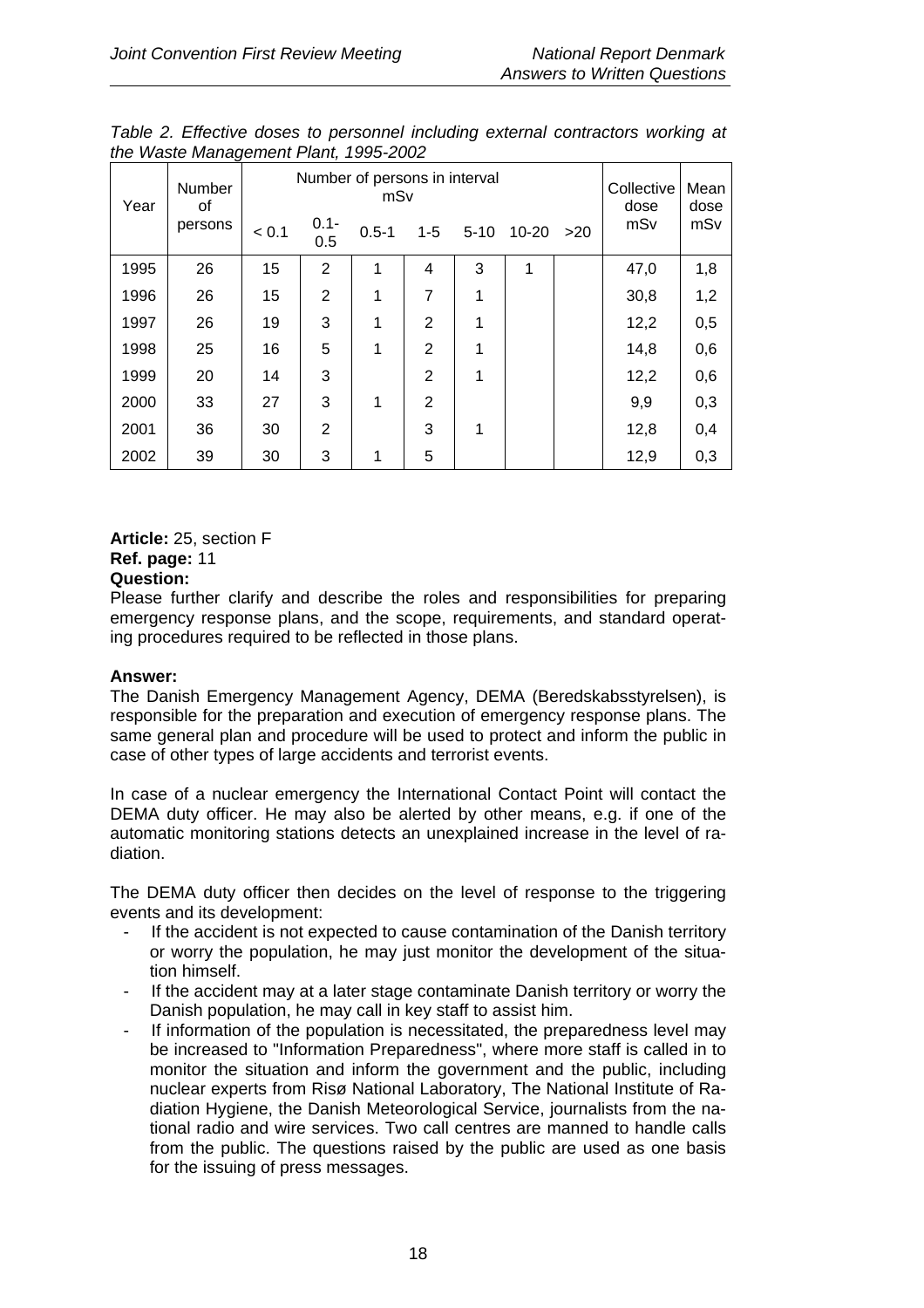*Table 2. Effective doses to personnel including external contractors working at the Waste Management Plant, 1995-2002*

| Year | Number of persons | Number of persons in interval mSv | | | | | | | Collective dose mSv | Mean dose mSv |
|---|---|---|---|---|---|---|---|---|---|---|
| | | < 0.1 | 0.1-0.5 | 0.5-1 | 1-5 | 5-10 | 10-20 | >20 | | |
| 1995 | 26 | 15 | 2 | 1 | 4 | 3 | 1 | | 47,0 | 1,8 |
| 1996 | 26 | 15 | 2 | 1 | 7 | 1 | | | 30,8 | 1,2 |
| 1997 | 26 | 19 | 3 | 1 | 2 | 1 | | | 12,2 | 0,5 |
| 1998 | 25 | 16 | 5 | 1 | 2 | 1 | | | 14,8 | 0,6 |
| 1999 | 20 | 14 | 3 | | 2 | 1 | | | 12,2 | 0,6 |
| 2000 | 33 | 27 | 3 | 1 | 2 | | | | 9,9 | 0,3 |
| 2001 | 36 | 30 | 2 | | 3 | 1 | | | 12,8 | 0,4 |
| 2002 | 39 | 30 | 3 | 1 | 5 | | | | 12,9 | 0,3 |

**Article:** 25, section F
**Ref. page:** 11
**Question:**

Please further clarify and describe the roles and responsibilities for preparing emergency response plans, and the scope, requirements, and standard operating procedures required to be reflected in those plans.

**Answer:**

The Danish Emergency Management Agency, DEMA (Beredskabsstyrelsen), is responsible for the preparation and execution of emergency response plans. The same general plan and procedure will be used to protect and inform the public in case of other types of large accidents and terrorist events.

In case of a nuclear emergency the International Contact Point will contact the DEMA duty officer. He may also be alerted by other means, e.g. if one of the automatic monitoring stations detects an unexplained increase in the level of radiation.

The DEMA duty officer then decides on the level of response to the triggering events and its development:

- If the accident is not expected to cause contamination of the Danish territory or worry the population, he may just monitor the development of the situation himself.
- If the accident may at a later stage contaminate Danish territory or worry the Danish population, he may call in key staff to assist him.
- If information of the population is necessitated, the preparedness level may be increased to "Information Preparedness", where more staff is called in to monitor the situation and inform the government and the public, including nuclear experts from Risø National Laboratory, The National Institute of Radiation Hygiene, the Danish Meteorological Service, journalists from the national radio and wire services. Two call centres are manned to handle calls from the public. The questions raised by the public are used as one basis for the issuing of press messages.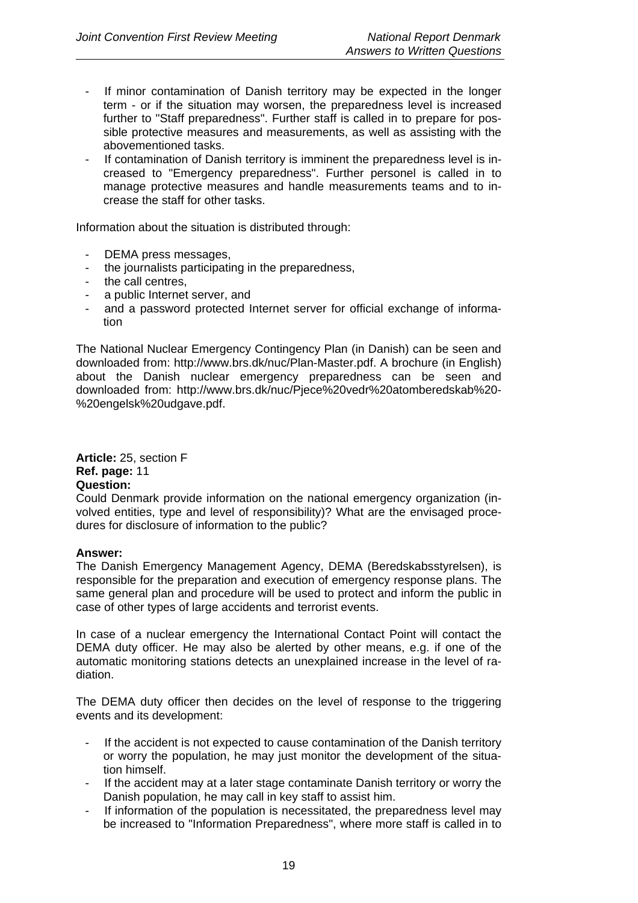- If minor contamination of Danish territory may be expected in the longer term - or if the situation may worsen, the preparedness level is increased further to "Staff preparedness". Further staff is called in to prepare for possible protective measures and measurements, as well as assisting with the abovementioned tasks.
- If contamination of Danish territory is imminent the preparedness level is increased to "Emergency preparedness". Further personel is called in to manage protective measures and handle measurements teams and to increase the staff for other tasks.

Information about the situation is distributed through:

- DEMA press messages,
- the journalists participating in the preparedness,
- the call centres,
- a public Internet server, and
- and a password protected Internet server for official exchange of information

The National Nuclear Emergency Contingency Plan (in Danish) can be seen and downloaded from: http://www.brs.dk/nuc/Plan-Master.pdf. A brochure (in English) about the Danish nuclear emergency preparedness can be seen and downloaded from: http://www.brs.dk/nuc/Pjece%20vedr%20atomberedskab%20-%20engelsk%20udgave.pdf.

**Article:** 25, section F
**Ref. page:** 11
**Question:**
Could Denmark provide information on the national emergency organization (involved entities, type and level of responsibility)? What are the envisaged procedures for disclosure of information to the public?

**Answer:**
The Danish Emergency Management Agency, DEMA (Beredskabsstyrelsen), is responsible for the preparation and execution of emergency response plans. The same general plan and procedure will be used to protect and inform the public in case of other types of large accidents and terrorist events.

In case of a nuclear emergency the International Contact Point will contact the DEMA duty officer. He may also be alerted by other means, e.g. if one of the automatic monitoring stations detects an unexplained increase in the level of radiation.

The DEMA duty officer then decides on the level of response to the triggering events and its development:

- If the accident is not expected to cause contamination of the Danish territory or worry the population, he may just monitor the development of the situation himself.
- If the accident may at a later stage contaminate Danish territory or worry the Danish population, he may call in key staff to assist him.
- If information of the population is necessitated, the preparedness level may be increased to "Information Preparedness", where more staff is called in to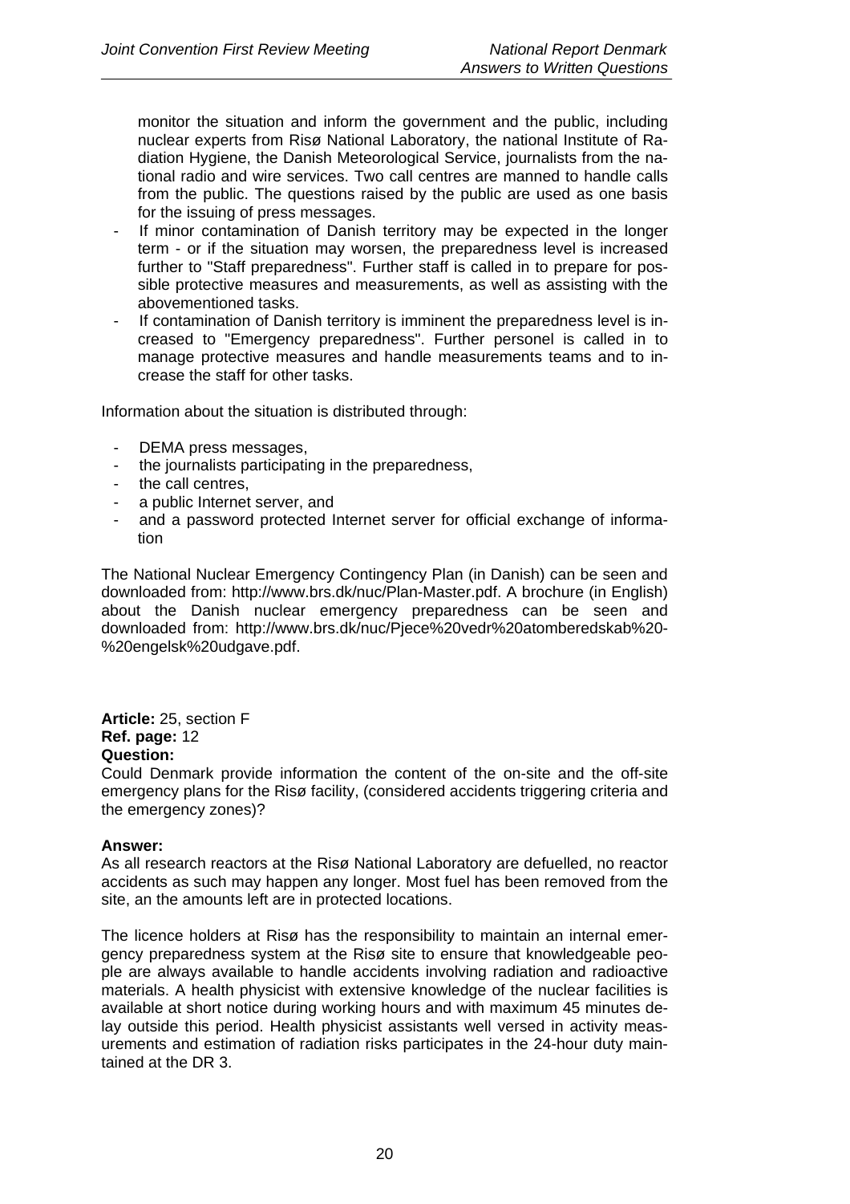monitor the situation and inform the government and the public, including nuclear experts from Risø National Laboratory, the national Institute of Radiation Hygiene, the Danish Meteorological Service, journalists from the national radio and wire services. Two call centres are manned to handle calls from the public. The questions raised by the public are used as one basis for the issuing of press messages.

- If minor contamination of Danish territory may be expected in the longer term - or if the situation may worsen, the preparedness level is increased further to "Staff preparedness". Further staff is called in to prepare for possible protective measures and measurements, as well as assisting with the abovementioned tasks.
- If contamination of Danish territory is imminent the preparedness level is increased to "Emergency preparedness". Further personel is called in to manage protective measures and handle measurements teams and to increase the staff for other tasks.

Information about the situation is distributed through:

- DEMA press messages,
- the journalists participating in the preparedness,
- the call centres,
- a public Internet server, and
- and a password protected Internet server for official exchange of information

The National Nuclear Emergency Contingency Plan (in Danish) can be seen and downloaded from: http://www.brs.dk/nuc/Plan-Master.pdf. A brochure (in English) about the Danish nuclear emergency preparedness can be seen and downloaded from: http://www.brs.dk/nuc/Pjece%20vedr%20atomberedskab%20-%20engelsk%20udgave.pdf.

**Article:** 25, section F
**Ref. page:** 12
**Question:**
Could Denmark provide information the content of the on-site and the off-site emergency plans for the Risø facility, (considered accidents triggering criteria and the emergency zones)?

**Answer:**
As all research reactors at the Risø National Laboratory are defuelled, no reactor accidents as such may happen any longer. Most fuel has been removed from the site, an the amounts left are in protected locations.

The licence holders at Risø has the responsibility to maintain an internal emergency preparedness system at the Risø site to ensure that knowledgeable people are always available to handle accidents involving radiation and radioactive materials. A health physicist with extensive knowledge of the nuclear facilities is available at short notice during working hours and with maximum 45 minutes delay outside this period. Health physicist assistants well versed in activity measurements and estimation of radiation risks participates in the 24-hour duty maintained at the DR 3.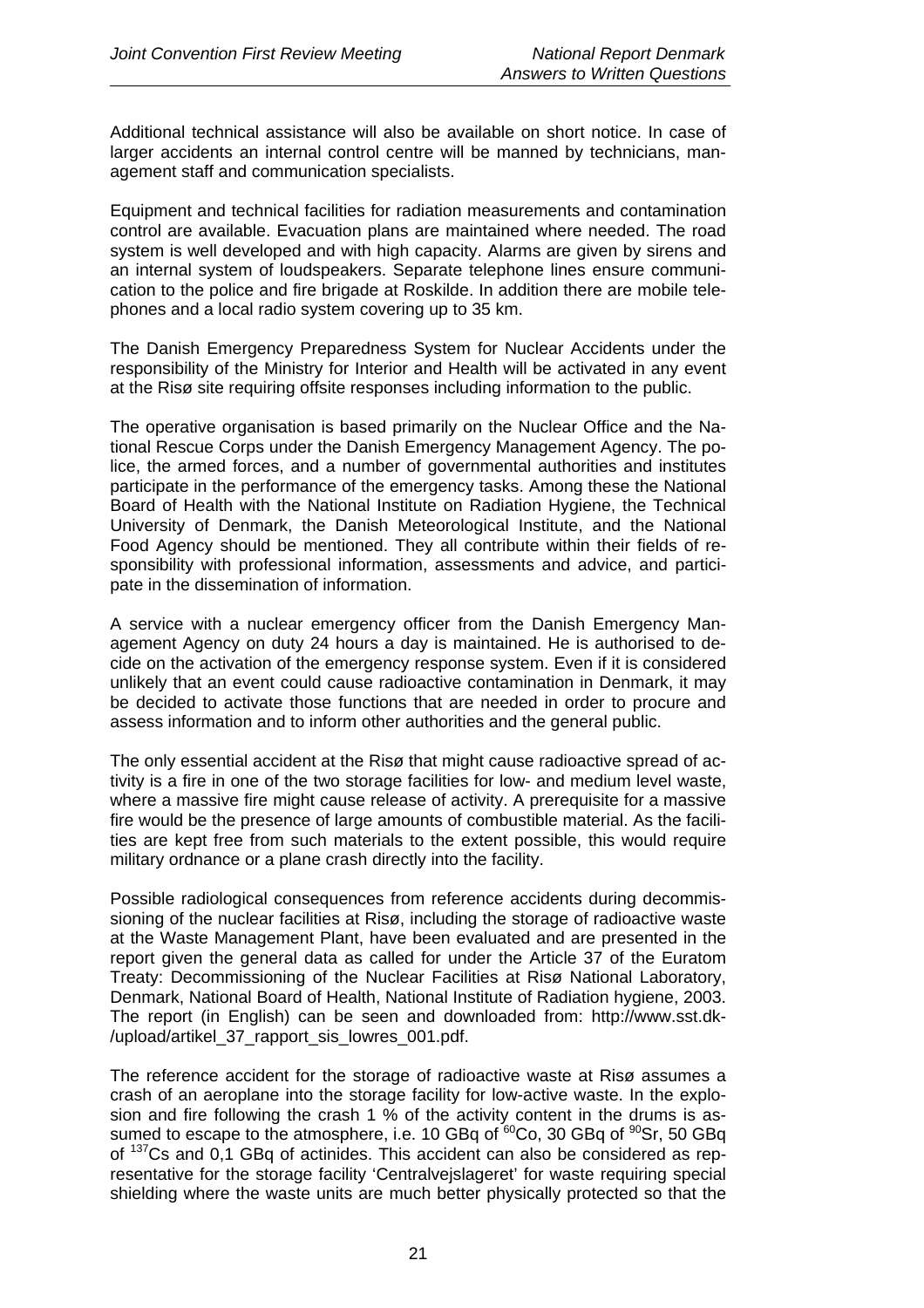Additional technical assistance will also be available on short notice. In case of larger accidents an internal control centre will be manned by technicians, management staff and communication specialists.

Equipment and technical facilities for radiation measurements and contamination control are available. Evacuation plans are maintained where needed. The road system is well developed and with high capacity. Alarms are given by sirens and an internal system of loudspeakers. Separate telephone lines ensure communication to the police and fire brigade at Roskilde. In addition there are mobile telephones and a local radio system covering up to 35 km.

The Danish Emergency Preparedness System for Nuclear Accidents under the responsibility of the Ministry for Interior and Health will be activated in any event at the Risø site requiring offsite responses including information to the public.

The operative organisation is based primarily on the Nuclear Office and the National Rescue Corps under the Danish Emergency Management Agency. The police, the armed forces, and a number of governmental authorities and institutes participate in the performance of the emergency tasks. Among these the National Board of Health with the National Institute on Radiation Hygiene, the Technical University of Denmark, the Danish Meteorological Institute, and the National Food Agency should be mentioned. They all contribute within their fields of responsibility with professional information, assessments and advice, and participate in the dissemination of information.

A service with a nuclear emergency officer from the Danish Emergency Management Agency on duty 24 hours a day is maintained. He is authorised to decide on the activation of the emergency response system. Even if it is considered unlikely that an event could cause radioactive contamination in Denmark, it may be decided to activate those functions that are needed in order to procure and assess information and to inform other authorities and the general public.

The only essential accident at the Risø that might cause radioactive spread of activity is a fire in one of the two storage facilities for low- and medium level waste, where a massive fire might cause release of activity. A prerequisite for a massive fire would be the presence of large amounts of combustible material. As the facilities are kept free from such materials to the extent possible, this would require military ordnance or a plane crash directly into the facility.

Possible radiological consequences from reference accidents during decommissioning of the nuclear facilities at Risø, including the storage of radioactive waste at the Waste Management Plant, have been evaluated and are presented in the report given the general data as called for under the Article 37 of the Euratom Treaty: Decommissioning of the Nuclear Facilities at Risø National Laboratory, Denmark, National Board of Health, National Institute of Radiation hygiene, 2003. The report (in English) can be seen and downloaded from: http://www.sst.dk-/upload/artikel_37_rapport_sis_lowres_001.pdf.

The reference accident for the storage of radioactive waste at Risø assumes a crash of an aeroplane into the storage facility for low-active waste. In the explosion and fire following the crash 1 % of the activity content in the drums is assumed to escape to the atmosphere, i.e. 10 GBq of $^{60}Co$, 30 GBq of $^{90}Sr$, 50 GBq of $^{137}Cs$ and 0,1 GBq of actinides. This accident can also be considered as representative for the storage facility 'Centralvejslageret' for waste requiring special shielding where the waste units are much better physically protected so that the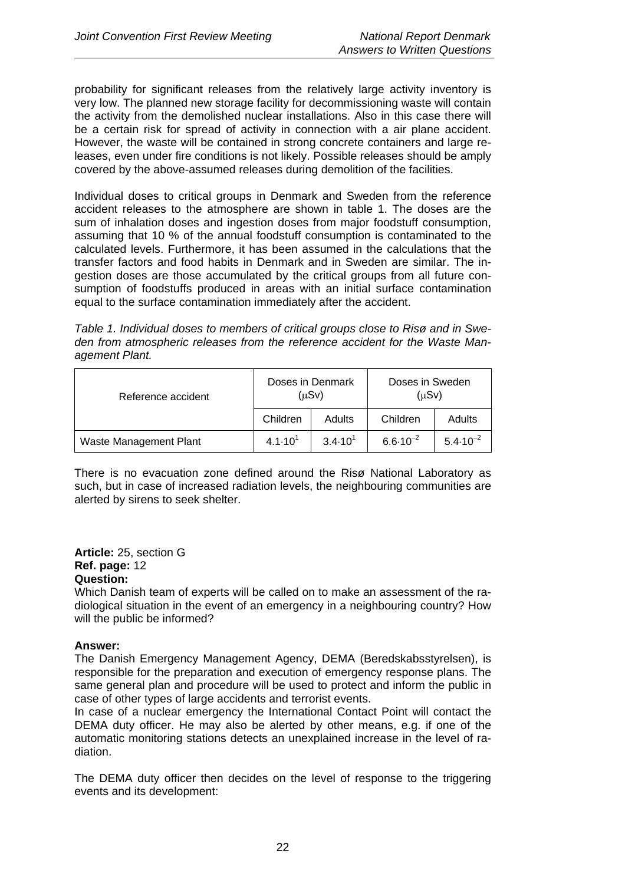probability for significant releases from the relatively large activity inventory is very low. The planned new storage facility for decommissioning waste will contain the activity from the demolished nuclear installations. Also in this case there will be a certain risk for spread of activity in connection with a air plane accident. However, the waste will be contained in strong concrete containers and large releases, even under fire conditions is not likely. Possible releases should be amply covered by the above-assumed releases during demolition of the facilities.

Individual doses to critical groups in Denmark and Sweden from the reference accident releases to the atmosphere are shown in table 1. The doses are the sum of inhalation doses and ingestion doses from major foodstuff consumption, assuming that 10 % of the annual foodstuff consumption is contaminated to the calculated levels. Furthermore, it has been assumed in the calculations that the transfer factors and food habits in Denmark and in Sweden are similar. The ingestion doses are those accumulated by the critical groups from all future consumption of foodstuffs produced in areas with an initial surface contamination equal to the surface contamination immediately after the accident.

*Table 1. Individual doses to members of critical groups close to Risø and in Sweden from atmospheric releases from the reference accident for the Waste Management Plant.*

| Reference accident | Doses in Denmark (μSv) | | Doses in Sweden (μSv) | |
|---|---|---|---|---|
| | Children | Adults | Children | Adults |
| Waste Management Plant | $4.1 \cdot 10^{1}$ | $3.4 \cdot 10^{1}$ | $6.6 \cdot 10^{-2}$ | $5.4 \cdot 10^{-2}$ |

There is no evacuation zone defined around the Risø National Laboratory as such, but in case of increased radiation levels, the neighbouring communities are alerted by sirens to seek shelter.

**Article:** 25, section G
**Ref. page:** 12
**Question:**
Which Danish team of experts will be called on to make an assessment of the radiological situation in the event of an emergency in a neighbouring country? How will the public be informed?

**Answer:**
The Danish Emergency Management Agency, DEMA (Beredskabsstyrelsen), is responsible for the preparation and execution of emergency response plans. The same general plan and procedure will be used to protect and inform the public in case of other types of large accidents and terrorist events.
In case of a nuclear emergency the International Contact Point will contact the DEMA duty officer. He may also be alerted by other means, e.g. if one of the automatic monitoring stations detects an unexplained increase in the level of radiation.

The DEMA duty officer then decides on the level of response to the triggering events and its development: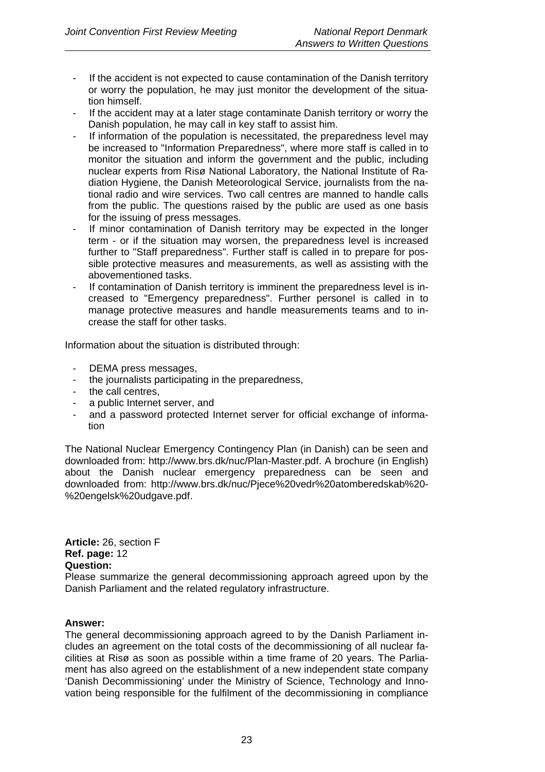- If the accident is not expected to cause contamination of the Danish territory or worry the population, he may just monitor the development of the situation himself.
- If the accident may at a later stage contaminate Danish territory or worry the Danish population, he may call in key staff to assist him.
- If information of the population is necessitated, the preparedness level may be increased to "Information Preparedness", where more staff is called in to monitor the situation and inform the government and the public, including nuclear experts from Risø National Laboratory, the National Institute of Radiation Hygiene, the Danish Meteorological Service, journalists from the national radio and wire services. Two call centres are manned to handle calls from the public. The questions raised by the public are used as one basis for the issuing of press messages.
- If minor contamination of Danish territory may be expected in the longer term - or if the situation may worsen, the preparedness level is increased further to "Staff preparedness". Further staff is called in to prepare for possible protective measures and measurements, as well as assisting with the abovementioned tasks.
- If contamination of Danish territory is imminent the preparedness level is increased to "Emergency preparedness". Further personel is called in to manage protective measures and handle measurements teams and to increase the staff for other tasks.

Information about the situation is distributed through:

- DEMA press messages,
- the journalists participating in the preparedness,
- the call centres,
- a public Internet server, and
- and a password protected Internet server for official exchange of information

The National Nuclear Emergency Contingency Plan (in Danish) can be seen and downloaded from: http://www.brs.dk/nuc/Plan-Master.pdf. A brochure (in English) about the Danish nuclear emergency preparedness can be seen and downloaded from: http://www.brs.dk/nuc/Pjece%20vedr%20atomberedskab%20-%20engelsk%20udgave.pdf.

**Article:** 26, section F
**Ref. page:** 12
**Question:**
Please summarize the general decommissioning approach agreed upon by the Danish Parliament and the related regulatory infrastructure.

**Answer:**
The general decommissioning approach agreed to by the Danish Parliament includes an agreement on the total costs of the decommissioning of all nuclear facilities at Risø as soon as possible within a time frame of 20 years. The Parliament has also agreed on the establishment of a new independent state company 'Danish Decommissioning' under the Ministry of Science, Technology and Innovation being responsible for the fulfilment of the decommissioning in compliance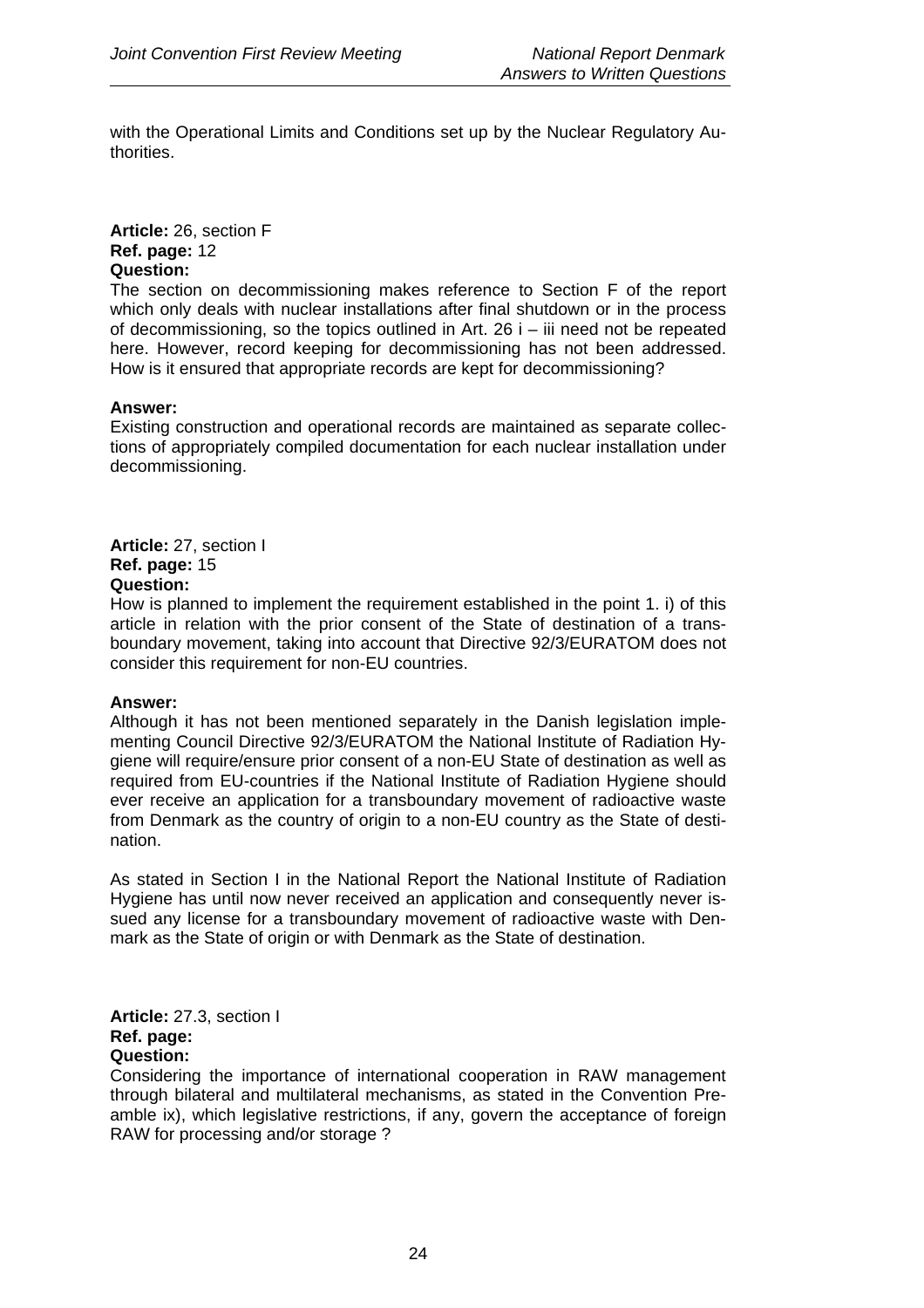with the Operational Limits and Conditions set up by the Nuclear Regulatory Authorities.

**Article:** 26, section F
**Ref. page:** 12
**Question:**
The section on decommissioning makes reference to Section F of the report which only deals with nuclear installations after final shutdown or in the process of decommissioning, so the topics outlined in Art. 26 i – iii need not be repeated here. However, record keeping for decommissioning has not been addressed. How is it ensured that appropriate records are kept for decommissioning?

**Answer:**
Existing construction and operational records are maintained as separate collections of appropriately compiled documentation for each nuclear installation under decommissioning.

**Article:** 27, section I
**Ref. page:** 15
**Question:**
How is planned to implement the requirement established in the point 1. i) of this article in relation with the prior consent of the State of destination of a transboundary movement, taking into account that Directive 92/3/EURATOM does not consider this requirement for non-EU countries.

**Answer:**
Although it has not been mentioned separately in the Danish legislation implementing Council Directive 92/3/EURATOM the National Institute of Radiation Hygiene will require/ensure prior consent of a non-EU State of destination as well as required from EU-countries if the National Institute of Radiation Hygiene should ever receive an application for a transboundary movement of radioactive waste from Denmark as the country of origin to a non-EU country as the State of destination.

As stated in Section I in the National Report the National Institute of Radiation Hygiene has until now never received an application and consequently never issued any license for a transboundary movement of radioactive waste with Denmark as the State of origin or with Denmark as the State of destination.

**Article:** 27.3, section I
**Ref. page:**
**Question:**
Considering the importance of international cooperation in RAW management through bilateral and multilateral mechanisms, as stated in the Convention Preamble ix), which legislative restrictions, if any, govern the acceptance of foreign RAW for processing and/or storage ?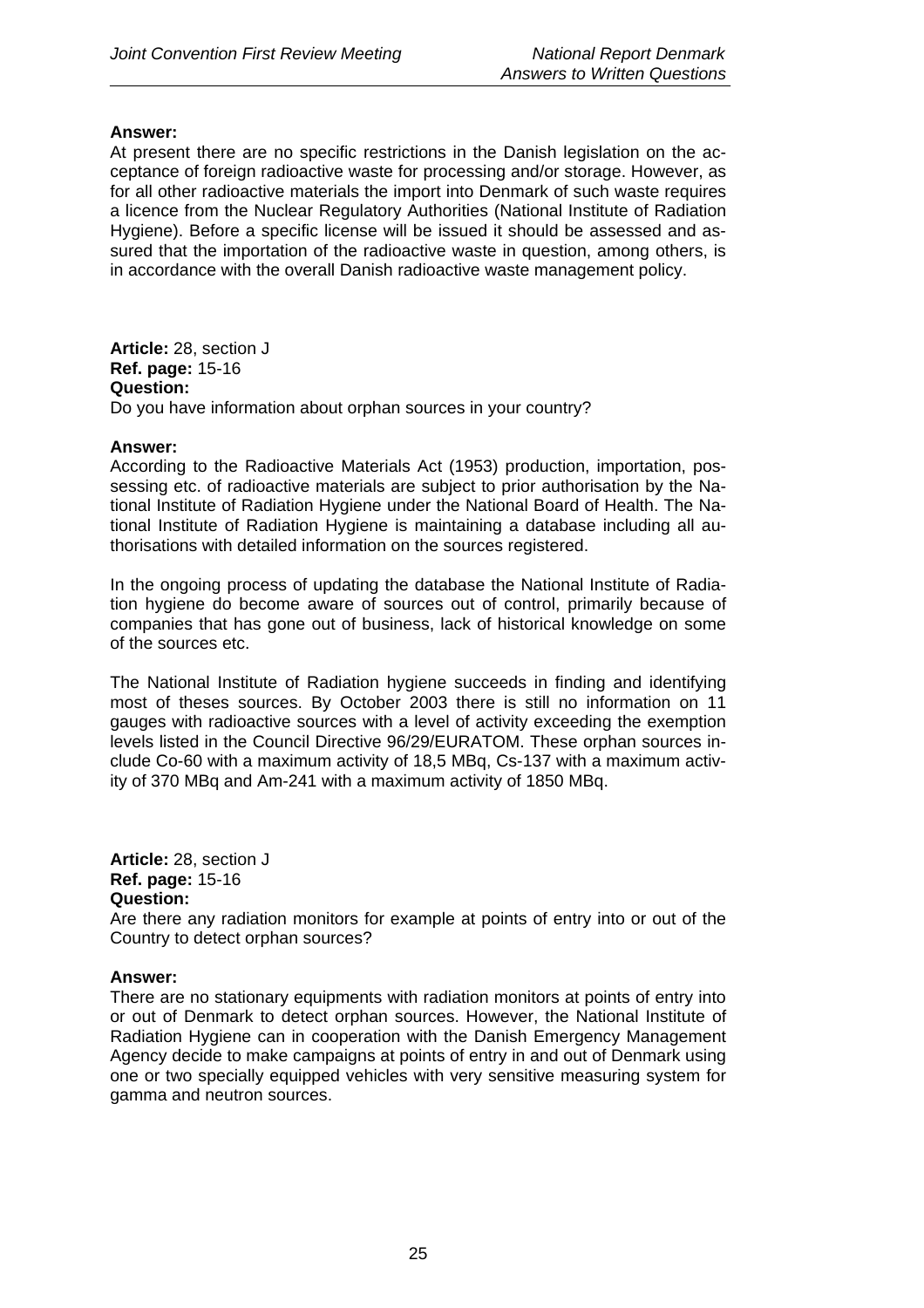**Answer:**
At present there are no specific restrictions in the Danish legislation on the acceptance of foreign radioactive waste for processing and/or storage. However, as for all other radioactive materials the import into Denmark of such waste requires a licence from the Nuclear Regulatory Authorities (National Institute of Radiation Hygiene). Before a specific license will be issued it should be assessed and assured that the importation of the radioactive waste in question, among others, is in accordance with the overall Danish radioactive waste management policy.

**Article:** 28, section J
**Ref. page:** 15-16
**Question:**
Do you have information about orphan sources in your country?

**Answer:**
According to the Radioactive Materials Act (1953) production, importation, possessing etc. of radioactive materials are subject to prior authorisation by the National Institute of Radiation Hygiene under the National Board of Health. The National Institute of Radiation Hygiene is maintaining a database including all authorisations with detailed information on the sources registered.

In the ongoing process of updating the database the National Institute of Radiation hygiene do become aware of sources out of control, primarily because of companies that has gone out of business, lack of historical knowledge on some of the sources etc.

The National Institute of Radiation hygiene succeeds in finding and identifying most of theses sources. By October 2003 there is still no information on 11 gauges with radioactive sources with a level of activity exceeding the exemption levels listed in the Council Directive 96/29/EURATOM. These orphan sources include Co-60 with a maximum activity of 18,5 MBq, Cs-137 with a maximum activity of 370 MBq and Am-241 with a maximum activity of 1850 MBq.

**Article:** 28, section J
**Ref. page:** 15-16
**Question:**
Are there any radiation monitors for example at points of entry into or out of the Country to detect orphan sources?

**Answer:**
There are no stationary equipments with radiation monitors at points of entry into or out of Denmark to detect orphan sources. However, the National Institute of Radiation Hygiene can in cooperation with the Danish Emergency Management Agency decide to make campaigns at points of entry in and out of Denmark using one or two specially equipped vehicles with very sensitive measuring system for gamma and neutron sources.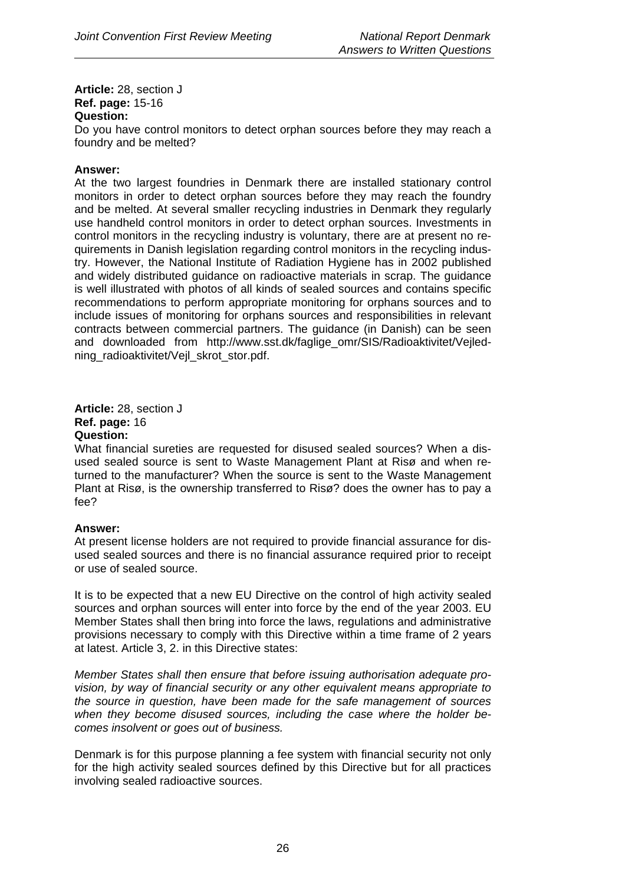**Article:** 28, section J
**Ref. page:** 15-16
**Question:**
Do you have control monitors to detect orphan sources before they may reach a foundry and be melted?

**Answer:**
At the two largest foundries in Denmark there are installed stationary control monitors in order to detect orphan sources before they may reach the foundry and be melted. At several smaller recycling industries in Denmark they regularly use handheld control monitors in order to detect orphan sources. Investments in control monitors in the recycling industry is voluntary, there are at present no requirements in Danish legislation regarding control monitors in the recycling industry. However, the National Institute of Radiation Hygiene has in 2002 published and widely distributed guidance on radioactive materials in scrap. The guidance is well illustrated with photos of all kinds of sealed sources and contains specific recommendations to perform appropriate monitoring for orphans sources and to include issues of monitoring for orphans sources and responsibilities in relevant contracts between commercial partners. The guidance (in Danish) can be seen and downloaded from http://www.sst.dk/faglige_omr/SIS/Radioaktivitet/Vejledning_radioaktivitet/Vejl_skrot_stor.pdf.

**Article:** 28, section J
**Ref. page:** 16
**Question:**
What financial sureties are requested for disused sealed sources? When a disused sealed source is sent to Waste Management Plant at Risø and when returned to the manufacturer? When the source is sent to the Waste Management Plant at Risø, is the ownership transferred to Risø? does the owner has to pay a fee?

**Answer:**
At present license holders are not required to provide financial assurance for disused sealed sources and there is no financial assurance required prior to receipt or use of sealed source.

It is to be expected that a new EU Directive on the control of high activity sealed sources and orphan sources will enter into force by the end of the year 2003. EU Member States shall then bring into force the laws, regulations and administrative provisions necessary to comply with this Directive within a time frame of 2 years at latest. Article 3, 2. in this Directive states:

*Member States shall then ensure that before issuing authorisation adequate provision, by way of financial security or any other equivalent means appropriate to the source in question, have been made for the safe management of sources when they become disused sources, including the case where the holder becomes insolvent or goes out of business.*

Denmark is for this purpose planning a fee system with financial security not only for the high activity sealed sources defined by this Directive but for all practices involving sealed radioactive sources.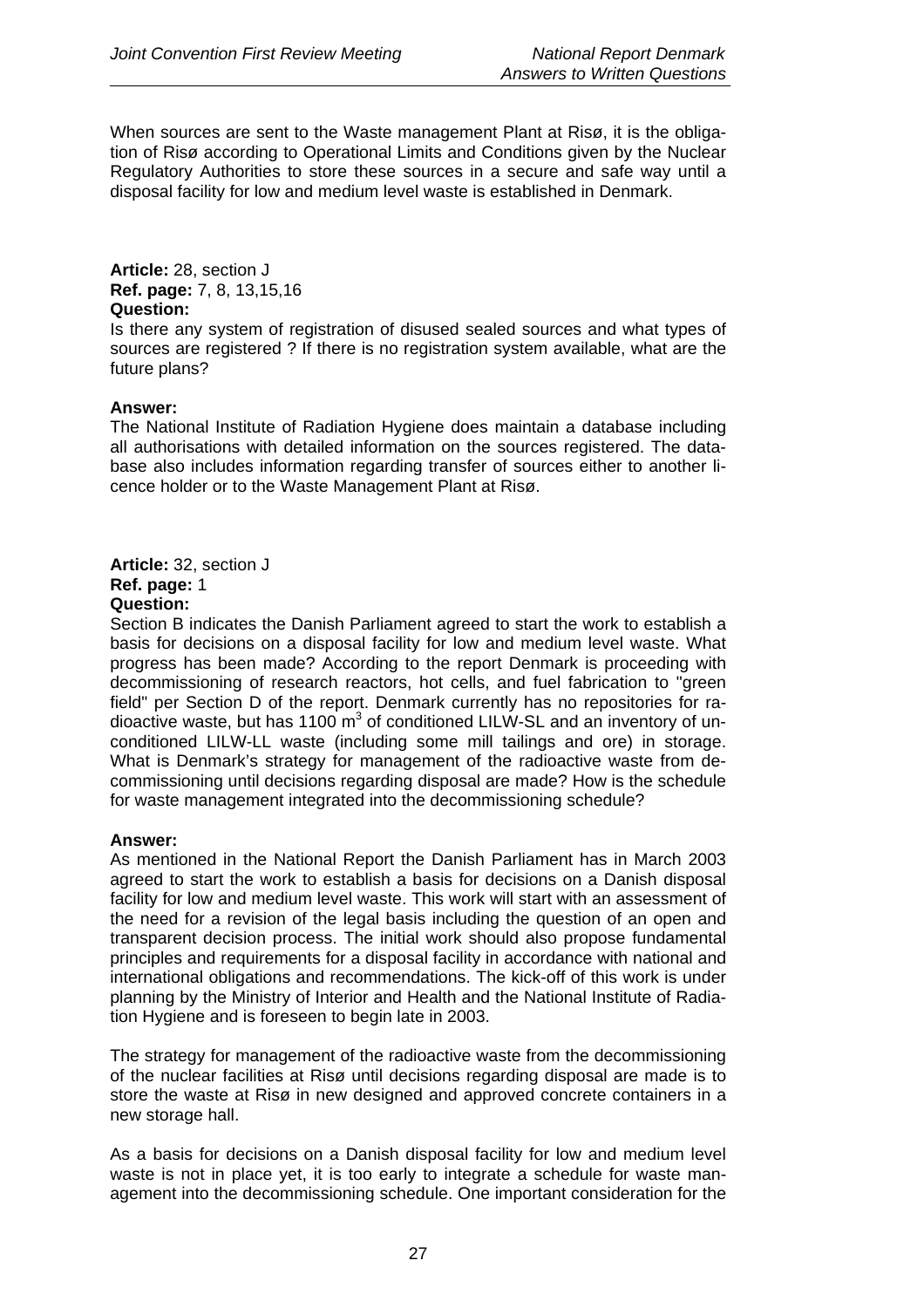When sources are sent to the Waste management Plant at Risø, it is the obligation of Risø according to Operational Limits and Conditions given by the Nuclear Regulatory Authorities to store these sources in a secure and safe way until a disposal facility for low and medium level waste is established in Denmark.

**Article:** 28, section J
**Ref. page:** 7, 8, 13,15,16
**Question:**
Is there any system of registration of disused sealed sources and what types of sources are registered ? If there is no registration system available, what are the future plans?

**Answer:**
The National Institute of Radiation Hygiene does maintain a database including all authorisations with detailed information on the sources registered. The database also includes information regarding transfer of sources either to another licence holder or to the Waste Management Plant at Risø.

**Article:** 32, section J
**Ref. page:** 1
**Question:**
Section B indicates the Danish Parliament agreed to start the work to establish a basis for decisions on a disposal facility for low and medium level waste. What progress has been made? According to the report Denmark is proceeding with decommissioning of research reactors, hot cells, and fuel fabrication to "green field" per Section D of the report. Denmark currently has no repositories for radioactive waste, but has 1100 $m^3$ of conditioned LILW-SL and an inventory of unconditioned LILW-LL waste (including some mill tailings and ore) in storage. What is Denmark's strategy for management of the radioactive waste from decommissioning until decisions regarding disposal are made? How is the schedule for waste management integrated into the decommissioning schedule?

**Answer:**
As mentioned in the National Report the Danish Parliament has in March 2003 agreed to start the work to establish a basis for decisions on a Danish disposal facility for low and medium level waste. This work will start with an assessment of the need for a revision of the legal basis including the question of an open and transparent decision process. The initial work should also propose fundamental principles and requirements for a disposal facility in accordance with national and international obligations and recommendations. The kick-off of this work is under planning by the Ministry of Interior and Health and the National Institute of Radiation Hygiene and is foreseen to begin late in 2003.

The strategy for management of the radioactive waste from the decommissioning of the nuclear facilities at Risø until decisions regarding disposal are made is to store the waste at Risø in new designed and approved concrete containers in a new storage hall.

As a basis for decisions on a Danish disposal facility for low and medium level waste is not in place yet, it is too early to integrate a schedule for waste management into the decommissioning schedule. One important consideration for the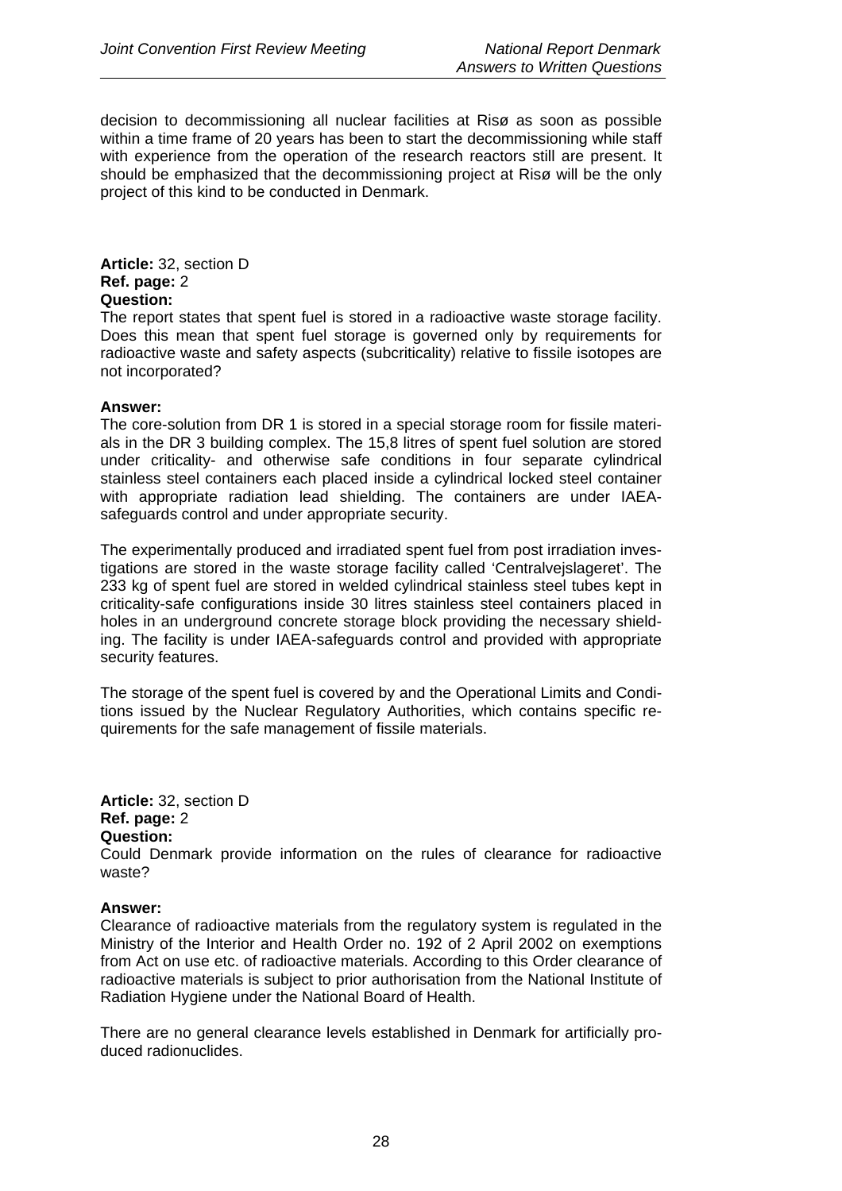decision to decommissioning all nuclear facilities at Risø as soon as possible within a time frame of 20 years has been to start the decommissioning while staff with experience from the operation of the research reactors still are present. It should be emphasized that the decommissioning project at Risø will be the only project of this kind to be conducted in Denmark.

**Article:** 32, section D
**Ref. page:** 2
**Question:**
The report states that spent fuel is stored in a radioactive waste storage facility. Does this mean that spent fuel storage is governed only by requirements for radioactive waste and safety aspects (subcriticality) relative to fissile isotopes are not incorporated?

**Answer:**
The core-solution from DR 1 is stored in a special storage room for fissile materials in the DR 3 building complex. The 15,8 litres of spent fuel solution are stored under criticality- and otherwise safe conditions in four separate cylindrical stainless steel containers each placed inside a cylindrical locked steel container with appropriate radiation lead shielding. The containers are under IAEA-safeguards control and under appropriate security.

The experimentally produced and irradiated spent fuel from post irradiation investigations are stored in the waste storage facility called 'Centralvejslageret'. The 233 kg of spent fuel are stored in welded cylindrical stainless steel tubes kept in criticality-safe configurations inside 30 litres stainless steel containers placed in holes in an underground concrete storage block providing the necessary shielding. The facility is under IAEA-safeguards control and provided with appropriate security features.

The storage of the spent fuel is covered by and the Operational Limits and Conditions issued by the Nuclear Regulatory Authorities, which contains specific requirements for the safe management of fissile materials.

**Article:** 32, section D
**Ref. page:** 2
**Question:**
Could Denmark provide information on the rules of clearance for radioactive waste?

**Answer:**
Clearance of radioactive materials from the regulatory system is regulated in the Ministry of the Interior and Health Order no. 192 of 2 April 2002 on exemptions from Act on use etc. of radioactive materials. According to this Order clearance of radioactive materials is subject to prior authorisation from the National Institute of Radiation Hygiene under the National Board of Health.

There are no general clearance levels established in Denmark for artificially produced radionuclides.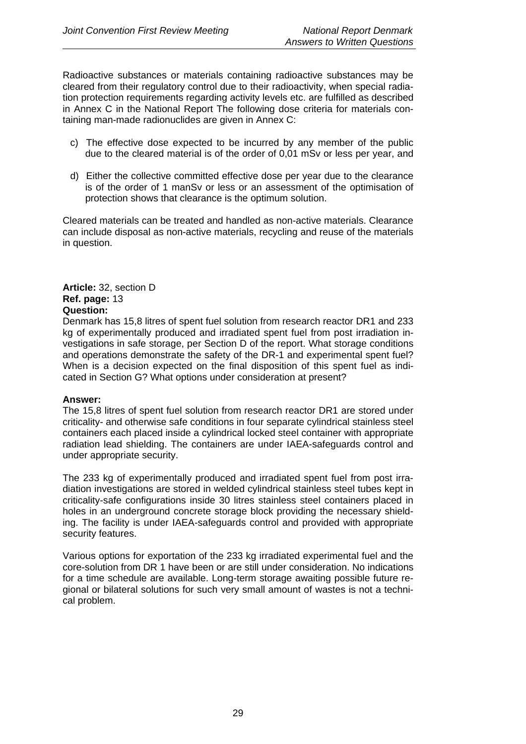Radioactive substances or materials containing radioactive substances may be cleared from their regulatory control due to their radioactivity, when special radiation protection requirements regarding activity levels etc. are fulfilled as described in Annex C in the National Report The following dose criteria for materials containing man-made radionuclides are given in Annex C:

c) The effective dose expected to be incurred by any member of the public due to the cleared material is of the order of 0,01 mSv or less per year, and

d) Either the collective committed effective dose per year due to the clearance is of the order of 1 manSv or less or an assessment of the optimisation of protection shows that clearance is the optimum solution.

Cleared materials can be treated and handled as non-active materials. Clearance can include disposal as non-active materials, recycling and reuse of the materials in question.

**Article:** 32, section D
**Ref. page:** 13
**Question:**
Denmark has 15,8 litres of spent fuel solution from research reactor DR1 and 233 kg of experimentally produced and irradiated spent fuel from post irradiation investigations in safe storage, per Section D of the report. What storage conditions and operations demonstrate the safety of the DR-1 and experimental spent fuel? When is a decision expected on the final disposition of this spent fuel as indicated in Section G? What options under consideration at present?

**Answer:**
The 15,8 litres of spent fuel solution from research reactor DR1 are stored under criticality- and otherwise safe conditions in four separate cylindrical stainless steel containers each placed inside a cylindrical locked steel container with appropriate radiation lead shielding. The containers are under IAEA-safeguards control and under appropriate security.

The 233 kg of experimentally produced and irradiated spent fuel from post irradiation investigations are stored in welded cylindrical stainless steel tubes kept in criticality-safe configurations inside 30 litres stainless steel containers placed in holes in an underground concrete storage block providing the necessary shielding. The facility is under IAEA-safeguards control and provided with appropriate security features.

Various options for exportation of the 233 kg irradiated experimental fuel and the core-solution from DR 1 have been or are still under consideration. No indications for a time schedule are available. Long-term storage awaiting possible future regional or bilateral solutions for such very small amount of wastes is not a technical problem.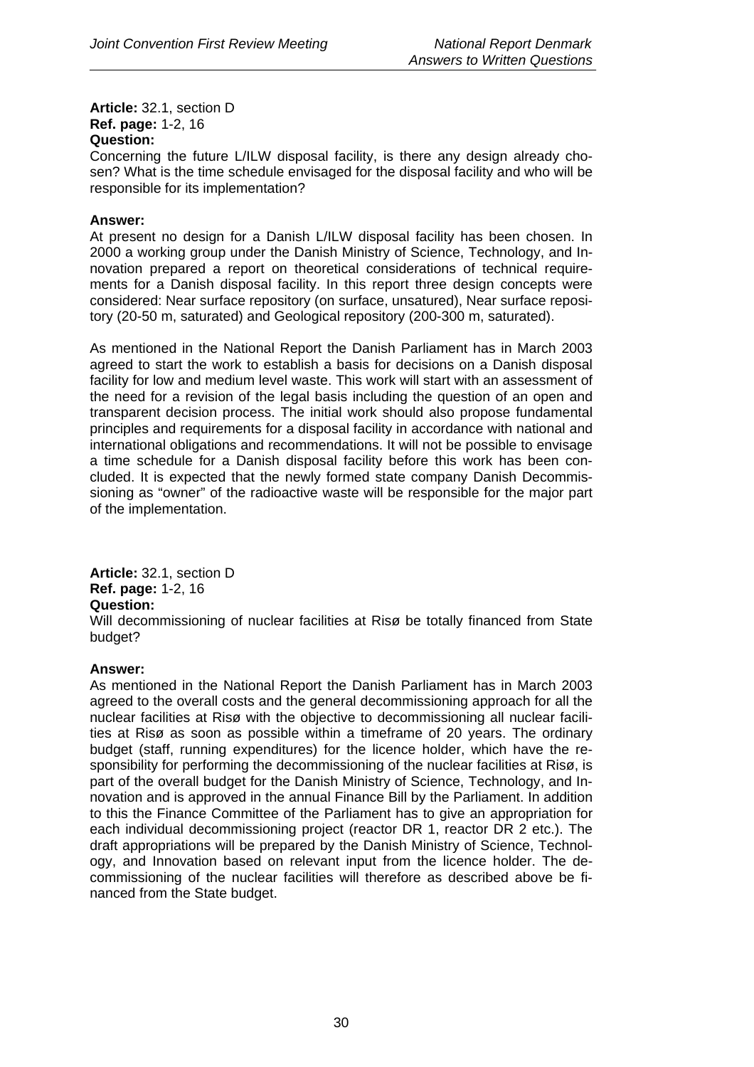**Article:** 32.1, section D
**Ref. page:** 1-2, 16
**Question:**
Concerning the future L/ILW disposal facility, is there any design already chosen? What is the time schedule envisaged for the disposal facility and who will be responsible for its implementation?

**Answer:**
At present no design for a Danish L/ILW disposal facility has been chosen. In 2000 a working group under the Danish Ministry of Science, Technology, and Innovation prepared a report on theoretical considerations of technical requirements for a Danish disposal facility. In this report three design concepts were considered: Near surface repository (on surface, unsatured), Near surface repository (20-50 m, saturated) and Geological repository (200-300 m, saturated).

As mentioned in the National Report the Danish Parliament has in March 2003 agreed to start the work to establish a basis for decisions on a Danish disposal facility for low and medium level waste. This work will start with an assessment of the need for a revision of the legal basis including the question of an open and transparent decision process. The initial work should also propose fundamental principles and requirements for a disposal facility in accordance with national and international obligations and recommendations. It will not be possible to envisage a time schedule for a Danish disposal facility before this work has been concluded. It is expected that the newly formed state company Danish Decommissioning as "owner" of the radioactive waste will be responsible for the major part of the implementation.

**Article:** 32.1, section D
**Ref. page:** 1-2, 16
**Question:**
Will decommissioning of nuclear facilities at Risø be totally financed from State budget?

**Answer:**
As mentioned in the National Report the Danish Parliament has in March 2003 agreed to the overall costs and the general decommissioning approach for all the nuclear facilities at Risø with the objective to decommissioning all nuclear facilities at Risø as soon as possible within a timeframe of 20 years. The ordinary budget (staff, running expenditures) for the licence holder, which have the responsibility for performing the decommissioning of the nuclear facilities at Risø, is part of the overall budget for the Danish Ministry of Science, Technology, and Innovation and is approved in the annual Finance Bill by the Parliament. In addition to this the Finance Committee of the Parliament has to give an appropriation for each individual decommissioning project (reactor DR 1, reactor DR 2 etc.). The draft appropriations will be prepared by the Danish Ministry of Science, Technology, and Innovation based on relevant input from the licence holder. The decommissioning of the nuclear facilities will therefore as described above be financed from the State budget.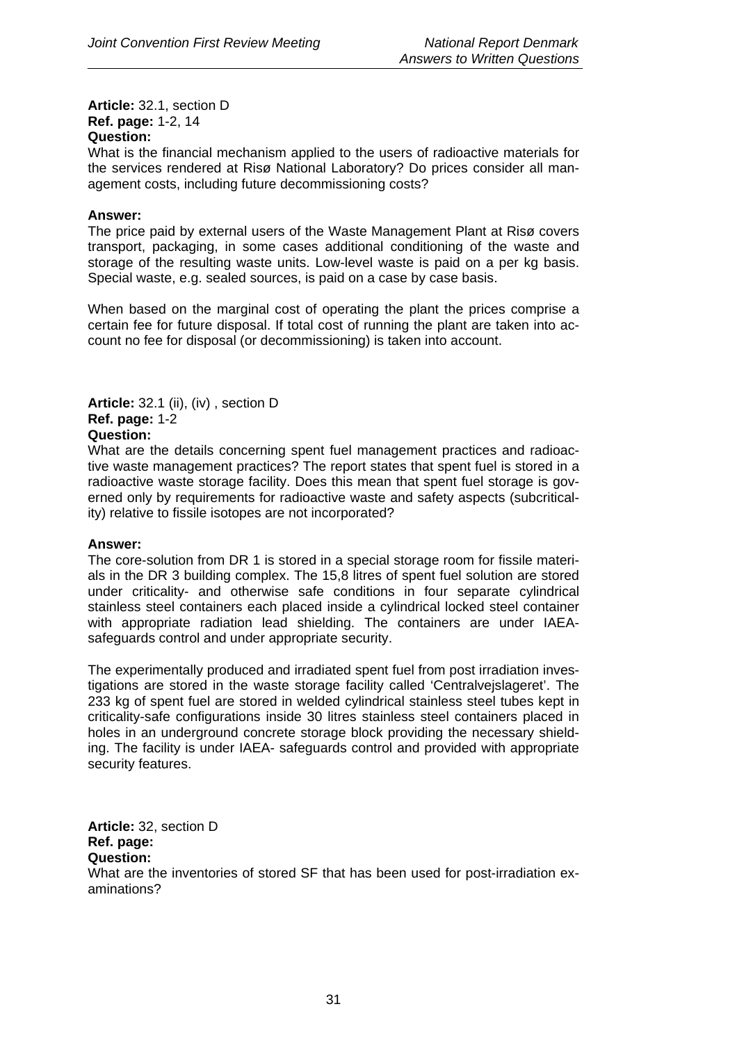**Article:** 32.1, section D
**Ref. page:** 1-2, 14
**Question:**
What is the financial mechanism applied to the users of radioactive materials for the services rendered at Risø National Laboratory? Do prices consider all management costs, including future decommissioning costs?

**Answer:**
The price paid by external users of the Waste Management Plant at Risø covers transport, packaging, in some cases additional conditioning of the waste and storage of the resulting waste units. Low-level waste is paid on a per kg basis. Special waste, e.g. sealed sources, is paid on a case by case basis.

When based on the marginal cost of operating the plant the prices comprise a certain fee for future disposal. If total cost of running the plant are taken into account no fee for disposal (or decommissioning) is taken into account.

**Article:** 32.1 (ii), (iv) , section D
**Ref. page:** 1-2
**Question:**
What are the details concerning spent fuel management practices and radioactive waste management practices? The report states that spent fuel is stored in a radioactive waste storage facility. Does this mean that spent fuel storage is governed only by requirements for radioactive waste and safety aspects (subcriticality) relative to fissile isotopes are not incorporated?

**Answer:**
The core-solution from DR 1 is stored in a special storage room for fissile materials in the DR 3 building complex. The 15,8 litres of spent fuel solution are stored under criticality- and otherwise safe conditions in four separate cylindrical stainless steel containers each placed inside a cylindrical locked steel container with appropriate radiation lead shielding. The containers are under IAEA-safeguards control and under appropriate security.

The experimentally produced and irradiated spent fuel from post irradiation investigations are stored in the waste storage facility called 'Centralvejslageret'. The 233 kg of spent fuel are stored in welded cylindrical stainless steel tubes kept in criticality-safe configurations inside 30 litres stainless steel containers placed in holes in an underground concrete storage block providing the necessary shielding. The facility is under IAEA- safeguards control and provided with appropriate security features.

**Article:** 32, section D
**Ref. page:**
**Question:**
What are the inventories of stored SF that has been used for post-irradiation examinations?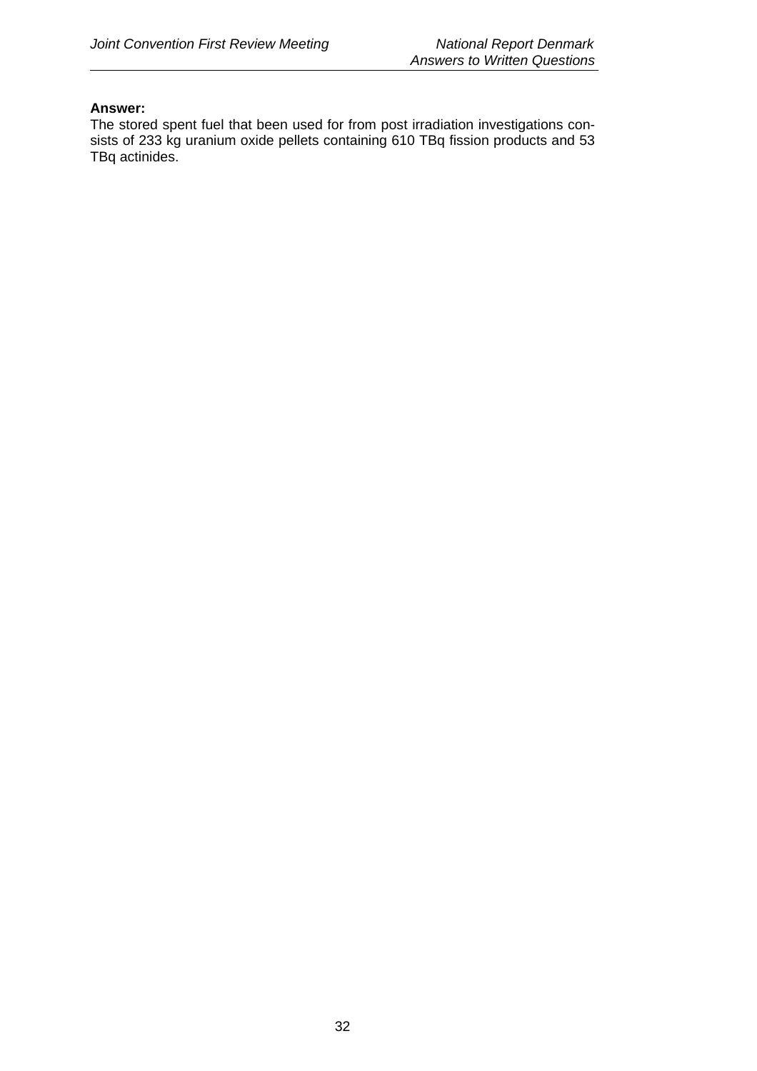**Answer:**

The stored spent fuel that been used for from post irradiation investigations consists of 233 kg uranium oxide pellets containing 610 TBq fission products and 53 TBq actinides.